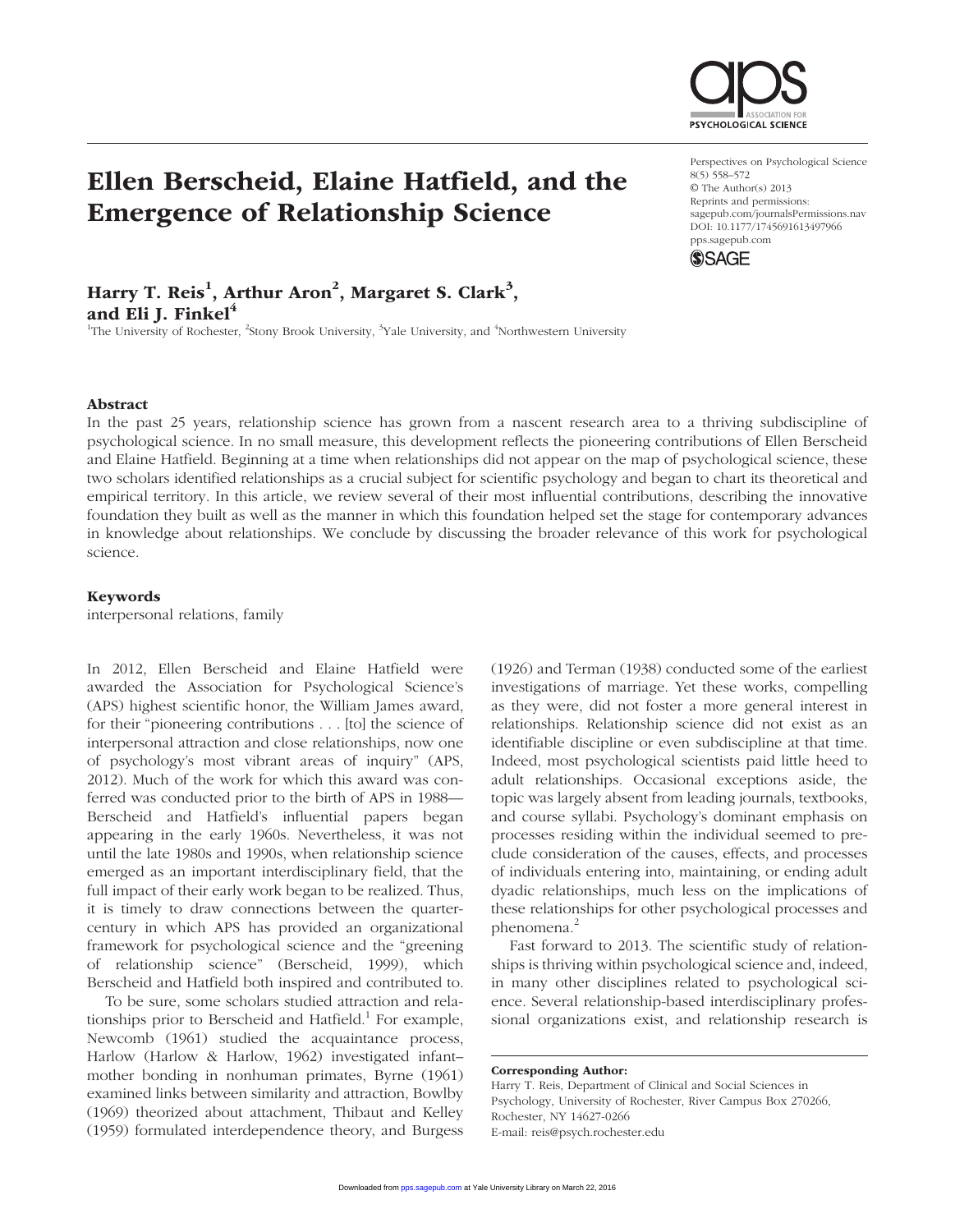# Ellen Berscheid, Elaine Hatfield, and the Emergence of Relationship Science

Perspectives on Psychological Science
8(5) 558–572
© The Author(s) 2013
Reprints and permissions:
sagepub.com/journalsPermissions.nav
DOI: 10.1177/1745691613497966
pps.sagepub.com

## Harry T. Reis[1], Arthur Aron[2], Margaret S. Clark[3], and Eli J. Finkel[4]

[1]The University of Rochester, [2]Stony Brook University, [3]Yale University, and [4]Northwestern University

### Abstract

In the past 25 years, relationship science has grown from a nascent research area to a thriving subdiscipline of psychological science. In no small measure, this development reflects the pioneering contributions of Ellen Berscheid and Elaine Hatfield. Beginning at a time when relationships did not appear on the map of psychological science, these two scholars identified relationships as a crucial subject for scientific psychology and began to chart its theoretical and empirical territory. In this article, we review several of their most influential contributions, describing the innovative foundation they built as well as the manner in which this foundation helped set the stage for contemporary advances in knowledge about relationships. We conclude by discussing the broader relevance of this work for psychological science.

### Keywords

interpersonal relations, family

In 2012, Ellen Berscheid and Elaine Hatfield were awarded the Association for Psychological Science's (APS) highest scientific honor, the William James award, for their "pioneering contributions . . . [to] the science of interpersonal attraction and close relationships, now one of psychology's most vibrant areas of inquiry" (APS, 2012). Much of the work for which this award was conferred was conducted prior to the birth of APS in 1988—Berscheid and Hatfield's influential papers began appearing in the early 1960s. Nevertheless, it was not until the late 1980s and 1990s, when relationship science emerged as an important interdisciplinary field, that the full impact of their early work began to be realized. Thus, it is timely to draw connections between the quarter-century in which APS has provided an organizational framework for psychological science and the "greening of relationship science" (Berscheid, 1999), which Berscheid and Hatfield both inspired and contributed to.

To be sure, some scholars studied attraction and relationships prior to Berscheid and Hatfield.[1] For example, Newcomb (1961) studied the acquaintance process, Harlow (Harlow & Harlow, 1962) investigated infant–mother bonding in nonhuman primates, Byrne (1961) examined links between similarity and attraction, Bowlby (1969) theorized about attachment, Thibaut and Kelley (1959) formulated interdependence theory, and Burgess (1926) and Terman (1938) conducted some of the earliest investigations of marriage. Yet these works, compelling as they were, did not foster a more general interest in relationships. Relationship science did not exist as an identifiable discipline or even subdiscipline at that time. Indeed, most psychological scientists paid little heed to adult relationships. Occasional exceptions aside, the topic was largely absent from leading journals, textbooks, and course syllabi. Psychology's dominant emphasis on processes residing within the individual seemed to preclude consideration of the causes, effects, and processes of individuals entering into, maintaining, or ending adult dyadic relationships, much less on the implications of these relationships for other psychological processes and phenomena.[2]

Fast forward to 2013. The scientific study of relationships is thriving within psychological science and, indeed, in many other disciplines related to psychological science. Several relationship-based interdisciplinary professional organizations exist, and relationship research is

**Corresponding Author:**
Harry T. Reis, Department of Clinical and Social Sciences in Psychology, University of Rochester, River Campus Box 270266, Rochester, NY 14627-0266
E-mail: reis@psych.rochester.edu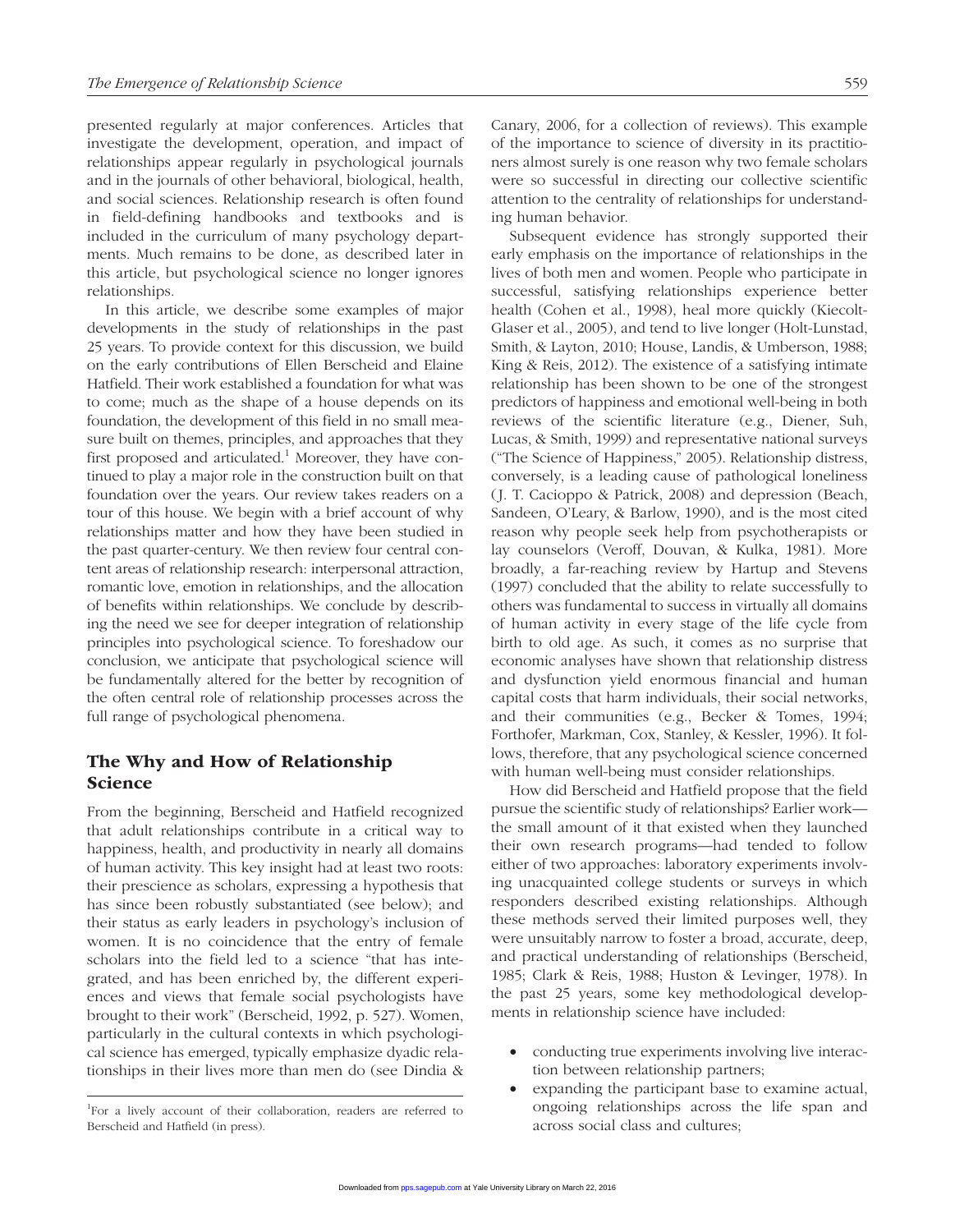presented regularly at major conferences. Articles that investigate the development, operation, and impact of relationships appear regularly in psychological journals and in the journals of other behavioral, biological, health, and social sciences. Relationship research is often found in field-defining handbooks and textbooks and is included in the curriculum of many psychology departments. Much remains to be done, as described later in this article, but psychological science no longer ignores relationships.

In this article, we describe some examples of major developments in the study of relationships in the past 25 years. To provide context for this discussion, we build on the early contributions of Ellen Berscheid and Elaine Hatfield. Their work established a foundation for what was to come; much as the shape of a house depends on its foundation, the development of this field in no small measure built on themes, principles, and approaches that they first proposed and articulated.[1] Moreover, they have continued to play a major role in the construction built on that foundation over the years. Our review takes readers on a tour of this house. We begin with a brief account of why relationships matter and how they have been studied in the past quarter-century. We then review four central content areas of relationship research: interpersonal attraction, romantic love, emotion in relationships, and the allocation of benefits within relationships. We conclude by describing the need we see for deeper integration of relationship principles into psychological science. To foreshadow our conclusion, we anticipate that psychological science will be fundamentally altered for the better by recognition of the often central role of relationship processes across the full range of psychological phenomena.

## The Why and How of Relationship Science

From the beginning, Berscheid and Hatfield recognized that adult relationships contribute in a critical way to happiness, health, and productivity in nearly all domains of human activity. This key insight had at least two roots: their prescience as scholars, expressing a hypothesis that has since been robustly substantiated (see below); and their status as early leaders in psychology's inclusion of women. It is no coincidence that the entry of female scholars into the field led to a science "that has integrated, and has been enriched by, the different experiences and views that female social psychologists have brought to their work" (Berscheid, 1992, p. 527). Women, particularly in the cultural contexts in which psychological science has emerged, typically emphasize dyadic relationships in their lives more than men do (see Dindia & Canary, 2006, for a collection of reviews). This example of the importance to science of diversity in its practitioners almost surely is one reason why two female scholars were so successful in directing our collective scientific attention to the centrality of relationships for understanding human behavior.

Subsequent evidence has strongly supported their early emphasis on the importance of relationships in the lives of both men and women. People who participate in successful, satisfying relationships experience better health (Cohen et al., 1998), heal more quickly (Kiecolt-Glaser et al., 2005), and tend to live longer (Holt-Lunstad, Smith, & Layton, 2010; House, Landis, & Umberson, 1988; King & Reis, 2012). The existence of a satisfying intimate relationship has been shown to be one of the strongest predictors of happiness and emotional well-being in both reviews of the scientific literature (e.g., Diener, Suh, Lucas, & Smith, 1999) and representative national surveys ("The Science of Happiness," 2005). Relationship distress, conversely, is a leading cause of pathological loneliness (J. T. Cacioppo & Patrick, 2008) and depression (Beach, Sandeen, O'Leary, & Barlow, 1990), and is the most cited reason why people seek help from psychotherapists or lay counselors (Veroff, Douvan, & Kulka, 1981). More broadly, a far-reaching review by Hartup and Stevens (1997) concluded that the ability to relate successfully to others was fundamental to success in virtually all domains of human activity in every stage of the life cycle from birth to old age. As such, it comes as no surprise that economic analyses have shown that relationship distress and dysfunction yield enormous financial and human capital costs that harm individuals, their social networks, and their communities (e.g., Becker & Tomes, 1994; Forthofer, Markman, Cox, Stanley, & Kessler, 1996). It follows, therefore, that any psychological science concerned with human well-being must consider relationships.

How did Berscheid and Hatfield propose that the field pursue the scientific study of relationships? Earlier work—the small amount of it that existed when they launched their own research programs—had tended to follow either of two approaches: laboratory experiments involving unacquainted college students or surveys in which responders described existing relationships. Although these methods served their limited purposes well, they were unsuitably narrow to foster a broad, accurate, deep, and practical understanding of relationships (Berscheid, 1985; Clark & Reis, 1988; Huston & Levinger, 1978). In the past 25 years, some key methodological developments in relationship science have included:

- conducting true experiments involving live interaction between relationship partners;
- expanding the participant base to examine actual, ongoing relationships across the life span and across social class and cultures;

[1] For a lively account of their collaboration, readers are referred to Berscheid and Hatfield (in press).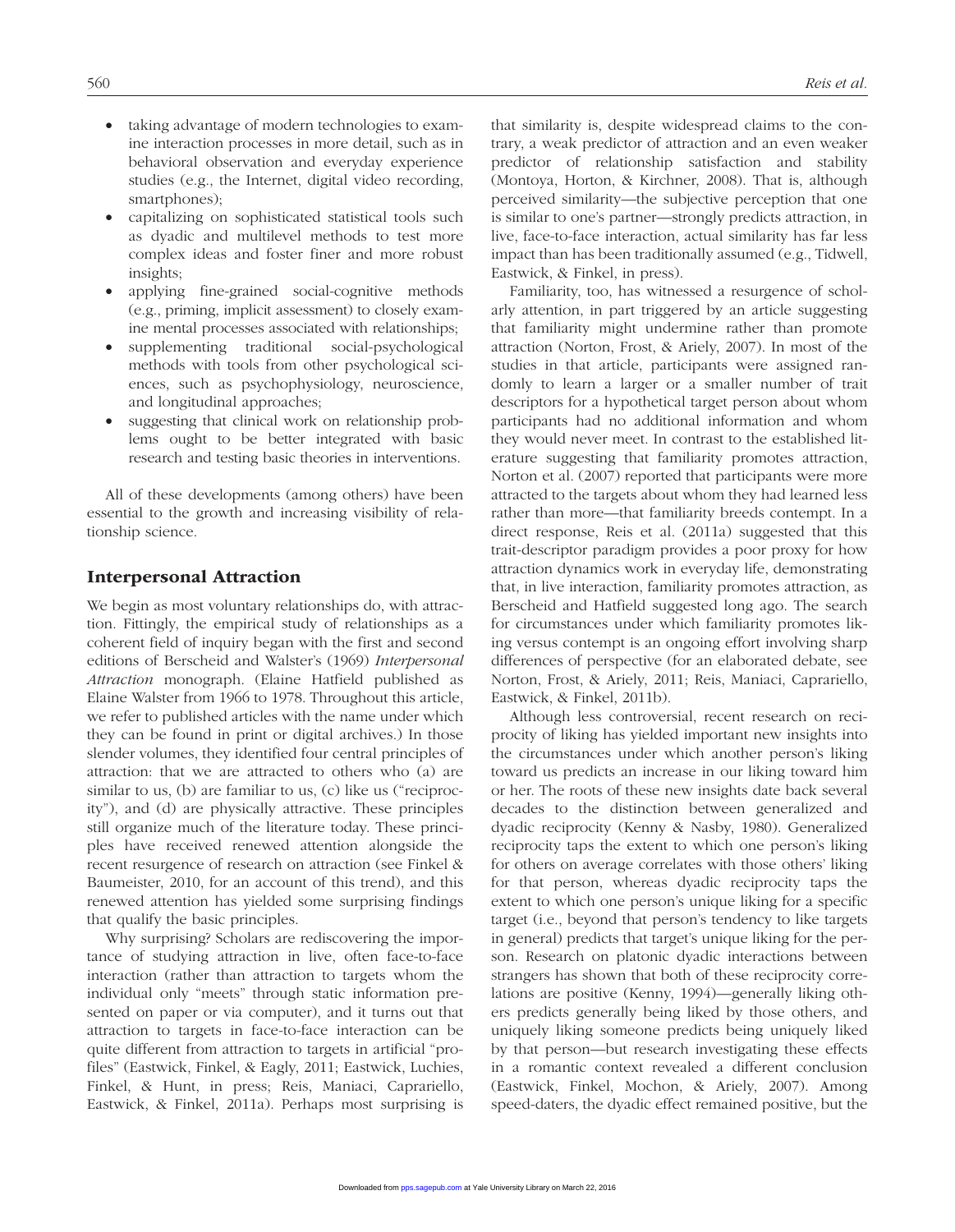- taking advantage of modern technologies to examine interaction processes in more detail, such as in behavioral observation and everyday experience studies (e.g., the Internet, digital video recording, smartphones);
- capitalizing on sophisticated statistical tools such as dyadic and multilevel methods to test more complex ideas and foster finer and more robust insights;
- applying fine-grained social-cognitive methods (e.g., priming, implicit assessment) to closely examine mental processes associated with relationships;
- supplementing traditional social-psychological methods with tools from other psychological sciences, such as psychophysiology, neuroscience, and longitudinal approaches;
- suggesting that clinical work on relationship problems ought to be better integrated with basic research and testing basic theories in interventions.

All of these developments (among others) have been essential to the growth and increasing visibility of relationship science.

## Interpersonal Attraction

We begin as most voluntary relationships do, with attraction. Fittingly, the empirical study of relationships as a coherent field of inquiry began with the first and second editions of Berscheid and Walster's (1969) *Interpersonal Attraction* monograph. (Elaine Hatfield published as Elaine Walster from 1966 to 1978. Throughout this article, we refer to published articles with the name under which they can be found in print or digital archives.) In those slender volumes, they identified four central principles of attraction: that we are attracted to others who (a) are similar to us, (b) are familiar to us, (c) like us ("reciprocity"), and (d) are physically attractive. These principles still organize much of the literature today. These principles have received renewed attention alongside the recent resurgence of research on attraction (see Finkel & Baumeister, 2010, for an account of this trend), and this renewed attention has yielded some surprising findings that qualify the basic principles.

Why surprising? Scholars are rediscovering the importance of studying attraction in live, often face-to-face interaction (rather than attraction to targets whom the individual only "meets" through static information presented on paper or via computer), and it turns out that attraction to targets in face-to-face interaction can be quite different from attraction to targets in artificial "profiles" (Eastwick, Finkel, & Eagly, 2011; Eastwick, Luchies, Finkel, & Hunt, in press; Reis, Maniaci, Caprariello, Eastwick, & Finkel, 2011a). Perhaps most surprising is that similarity is, despite widespread claims to the contrary, a weak predictor of attraction and an even weaker predictor of relationship satisfaction and stability (Montoya, Horton, & Kirchner, 2008). That is, although perceived similarity—the subjective perception that one is similar to one's partner—strongly predicts attraction, in live, face-to-face interaction, actual similarity has far less impact than has been traditionally assumed (e.g., Tidwell, Eastwick, & Finkel, in press).

Familiarity, too, has witnessed a resurgence of scholarly attention, in part triggered by an article suggesting that familiarity might undermine rather than promote attraction (Norton, Frost, & Ariely, 2007). In most of the studies in that article, participants were assigned randomly to learn a larger or a smaller number of trait descriptors for a hypothetical target person about whom participants had no additional information and whom they would never meet. In contrast to the established literature suggesting that familiarity promotes attraction, Norton et al. (2007) reported that participants were more attracted to the targets about whom they had learned less rather than more—that familiarity breeds contempt. In a direct response, Reis et al. (2011a) suggested that this trait-descriptor paradigm provides a poor proxy for how attraction dynamics work in everyday life, demonstrating that, in live interaction, familiarity promotes attraction, as Berscheid and Hatfield suggested long ago. The search for circumstances under which familiarity promotes liking versus contempt is an ongoing effort involving sharp differences of perspective (for an elaborated debate, see Norton, Frost, & Ariely, 2011; Reis, Maniaci, Caprariello, Eastwick, & Finkel, 2011b).

Although less controversial, recent research on reciprocity of liking has yielded important new insights into the circumstances under which another person's liking toward us predicts an increase in our liking toward him or her. The roots of these new insights date back several decades to the distinction between generalized and dyadic reciprocity (Kenny & Nasby, 1980). Generalized reciprocity taps the extent to which one person's liking for others on average correlates with those others' liking for that person, whereas dyadic reciprocity taps the extent to which one person's unique liking for a specific target (i.e., beyond that person's tendency to like targets in general) predicts that target's unique liking for the person. Research on platonic dyadic interactions between strangers has shown that both of these reciprocity correlations are positive (Kenny, 1994)—generally liking others predicts generally being liked by those others, and uniquely liking someone predicts being uniquely liked by that person—but research investigating these effects in a romantic context revealed a different conclusion (Eastwick, Finkel, Mochon, & Ariely, 2007). Among speed-daters, the dyadic effect remained positive, but the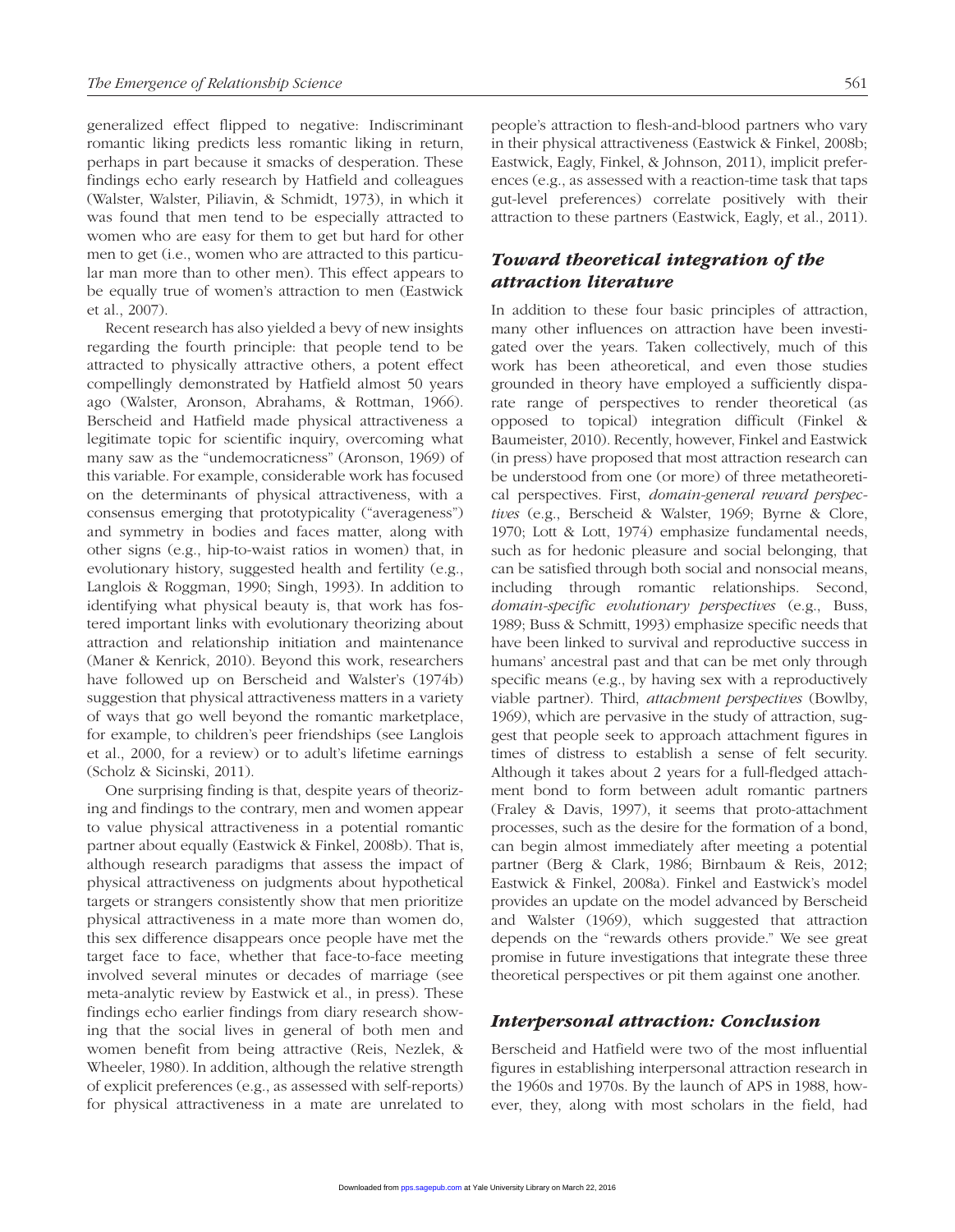generalized effect flipped to negative: Indiscriminant romantic liking predicts less romantic liking in return, perhaps in part because it smacks of desperation. These findings echo early research by Hatfield and colleagues (Walster, Walster, Piliavin, & Schmidt, 1973), in which it was found that men tend to be especially attracted to women who are easy for them to get but hard for other men to get (i.e., women who are attracted to this particular man more than to other men). This effect appears to be equally true of women's attraction to men (Eastwick et al., 2007).

Recent research has also yielded a bevy of new insights regarding the fourth principle: that people tend to be attracted to physically attractive others, a potent effect compellingly demonstrated by Hatfield almost 50 years ago (Walster, Aronson, Abrahams, & Rottman, 1966). Berscheid and Hatfield made physical attractiveness a legitimate topic for scientific inquiry, overcoming what many saw as the "undemocraticness" (Aronson, 1969) of this variable. For example, considerable work has focused on the determinants of physical attractiveness, with a consensus emerging that prototypicality ("averageness") and symmetry in bodies and faces matter, along with other signs (e.g., hip-to-waist ratios in women) that, in evolutionary history, suggested health and fertility (e.g., Langlois & Roggman, 1990; Singh, 1993). In addition to identifying what physical beauty is, that work has fostered important links with evolutionary theorizing about attraction and relationship initiation and maintenance (Maner & Kenrick, 2010). Beyond this work, researchers have followed up on Berscheid and Walster's (1974b) suggestion that physical attractiveness matters in a variety of ways that go well beyond the romantic marketplace, for example, to children's peer friendships (see Langlois et al., 2000, for a review) or to adult's lifetime earnings (Scholz & Sicinski, 2011).

One surprising finding is that, despite years of theorizing and findings to the contrary, men and women appear to value physical attractiveness in a potential romantic partner about equally (Eastwick & Finkel, 2008b). That is, although research paradigms that assess the impact of physical attractiveness on judgments about hypothetical targets or strangers consistently show that men prioritize physical attractiveness in a mate more than women do, this sex difference disappears once people have met the target face to face, whether that face-to-face meeting involved several minutes or decades of marriage (see meta-analytic review by Eastwick et al., in press). These findings echo earlier findings from diary research showing that the social lives in general of both men and women benefit from being attractive (Reis, Nezlek, & Wheeler, 1980). In addition, although the relative strength of explicit preferences (e.g., as assessed with self-reports) for physical attractiveness in a mate are unrelated to people's attraction to flesh-and-blood partners who vary in their physical attractiveness (Eastwick & Finkel, 2008b; Eastwick, Eagly, Finkel, & Johnson, 2011), implicit preferences (e.g., as assessed with a reaction-time task that taps gut-level preferences) correlate positively with their attraction to these partners (Eastwick, Eagly, et al., 2011).

### *Toward theoretical integration of the attraction literature*

In addition to these four basic principles of attraction, many other influences on attraction have been investigated over the years. Taken collectively, much of this work has been atheoretical, and even those studies grounded in theory have employed a sufficiently disparate range of perspectives to render theoretical (as opposed to topical) integration difficult (Finkel & Baumeister, 2010). Recently, however, Finkel and Eastwick (in press) have proposed that most attraction research can be understood from one (or more) of three metatheoretical perspectives. First, *domain-general reward perspectives* (e.g., Berscheid & Walster, 1969; Byrne & Clore, 1970; Lott & Lott, 1974) emphasize fundamental needs, such as for hedonic pleasure and social belonging, that can be satisfied through both social and nonsocial means, including through romantic relationships. Second, *domain-specific evolutionary perspectives* (e.g., Buss, 1989; Buss & Schmitt, 1993) emphasize specific needs that have been linked to survival and reproductive success in humans' ancestral past and that can be met only through specific means (e.g., by having sex with a reproductively viable partner). Third, *attachment perspectives* (Bowlby, 1969), which are pervasive in the study of attraction, suggest that people seek to approach attachment figures in times of distress to establish a sense of felt security. Although it takes about 2 years for a full-fledged attachment bond to form between adult romantic partners (Fraley & Davis, 1997), it seems that proto-attachment processes, such as the desire for the formation of a bond, can begin almost immediately after meeting a potential partner (Berg & Clark, 1986; Birnbaum & Reis, 2012; Eastwick & Finkel, 2008a). Finkel and Eastwick's model provides an update on the model advanced by Berscheid and Walster (1969), which suggested that attraction depends on the "rewards others provide." We see great promise in future investigations that integrate these three theoretical perspectives or pit them against one another.

### *Interpersonal attraction: Conclusion*

Berscheid and Hatfield were two of the most influential figures in establishing interpersonal attraction research in the 1960s and 1970s. By the launch of APS in 1988, however, they, along with most scholars in the field, had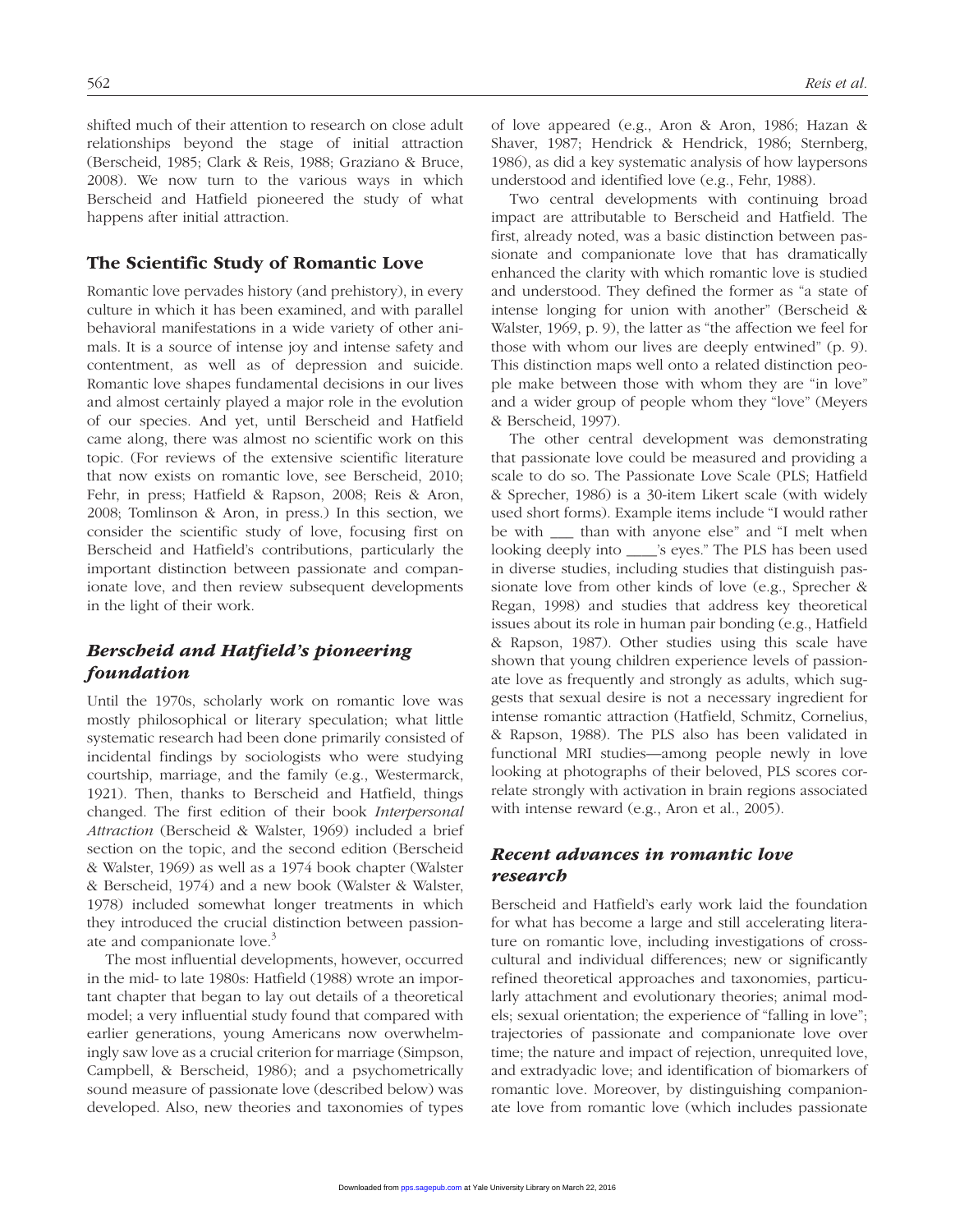shifted much of their attention to research on close adult relationships beyond the stage of initial attraction (Berscheid, 1985; Clark & Reis, 1988; Graziano & Bruce, 2008). We now turn to the various ways in which Berscheid and Hatfield pioneered the study of what happens after initial attraction.

## The Scientific Study of Romantic Love

Romantic love pervades history (and prehistory), in every culture in which it has been examined, and with parallel behavioral manifestations in a wide variety of other animals. It is a source of intense joy and intense safety and contentment, as well as of depression and suicide. Romantic love shapes fundamental decisions in our lives and almost certainly played a major role in the evolution of our species. And yet, until Berscheid and Hatfield came along, there was almost no scientific work on this topic. (For reviews of the extensive scientific literature that now exists on romantic love, see Berscheid, 2010; Fehr, in press; Hatfield & Rapson, 2008; Reis & Aron, 2008; Tomlinson & Aron, in press.) In this section, we consider the scientific study of love, focusing first on Berscheid and Hatfield's contributions, particularly the important distinction between passionate and companionate love, and then review subsequent developments in the light of their work.

### *Berscheid and Hatfield's pioneering foundation*

Until the 1970s, scholarly work on romantic love was mostly philosophical or literary speculation; what little systematic research had been done primarily consisted of incidental findings by sociologists who were studying courtship, marriage, and the family (e.g., Westermarck, 1921). Then, thanks to Berscheid and Hatfield, things changed. The first edition of their book *Interpersonal Attraction* (Berscheid & Walster, 1969) included a brief section on the topic, and the second edition (Berscheid & Walster, 1969) as well as a 1974 book chapter (Walster & Berscheid, 1974) and a new book (Walster & Walster, 1978) included somewhat longer treatments in which they introduced the crucial distinction between passionate and companionate love.[3]

The most influential developments, however, occurred in the mid- to late 1980s: Hatfield (1988) wrote an important chapter that began to lay out details of a theoretical model; a very influential study found that compared with earlier generations, young Americans now overwhelmingly saw love as a crucial criterion for marriage (Simpson, Campbell, & Berscheid, 1986); and a psychometrically sound measure of passionate love (described below) was developed. Also, new theories and taxonomies of types of love appeared (e.g., Aron & Aron, 1986; Hazan & Shaver, 1987; Hendrick & Hendrick, 1986; Sternberg, 1986), as did a key systematic analysis of how laypersons understood and identified love (e.g., Fehr, 1988).

Two central developments with continuing broad impact are attributable to Berscheid and Hatfield. The first, already noted, was a basic distinction between passionate and companionate love that has dramatically enhanced the clarity with which romantic love is studied and understood. They defined the former as "a state of intense longing for union with another" (Berscheid & Walster, 1969, p. 9), the latter as "the affection we feel for those with whom our lives are deeply entwined" (p. 9). This distinction maps well onto a related distinction people make between those with whom they are "in love" and a wider group of people whom they "love" (Meyers & Berscheid, 1997).

The other central development was demonstrating that passionate love could be measured and providing a scale to do so. The Passionate Love Scale (PLS; Hatfield & Sprecher, 1986) is a 30-item Likert scale (with widely used short forms). Example items include "I would rather be with ___ than with anyone else" and "I melt when looking deeply into ____'s eyes." The PLS has been used in diverse studies, including studies that distinguish passionate love from other kinds of love (e.g., Sprecher & Regan, 1998) and studies that address key theoretical issues about its role in human pair bonding (e.g., Hatfield & Rapson, 1987). Other studies using this scale have shown that young children experience levels of passionate love as frequently and strongly as adults, which suggests that sexual desire is not a necessary ingredient for intense romantic attraction (Hatfield, Schmitz, Cornelius, & Rapson, 1988). The PLS also has been validated in functional MRI studies—among people newly in love looking at photographs of their beloved, PLS scores correlate strongly with activation in brain regions associated with intense reward (e.g., Aron et al., 2005).

### *Recent advances in romantic love research*

Berscheid and Hatfield's early work laid the foundation for what has become a large and still accelerating literature on romantic love, including investigations of cross-cultural and individual differences; new or significantly refined theoretical approaches and taxonomies, particularly attachment and evolutionary theories; animal models; sexual orientation; the experience of "falling in love"; trajectories of passionate and companionate love over time; the nature and impact of rejection, unrequited love, and extradyadic love; and identification of biomarkers of romantic love. Moreover, by distinguishing companionate love from romantic love (which includes passionate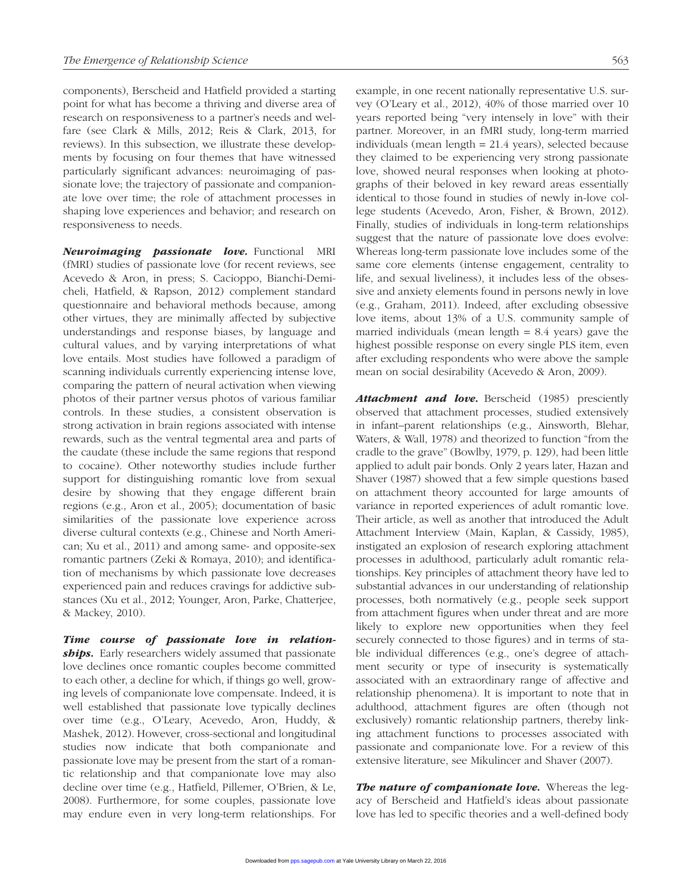components), Berscheid and Hatfield provided a starting point for what has become a thriving and diverse area of research on responsiveness to a partner's needs and welfare (see Clark & Mills, 2012; Reis & Clark, 2013, for reviews). In this subsection, we illustrate these developments by focusing on four themes that have witnessed particularly significant advances: neuroimaging of passionate love; the trajectory of passionate and companionate love over time; the role of attachment processes in shaping love experiences and behavior; and research on responsiveness to needs.

***Neuroimaging passionate love.*** Functional MRI (fMRI) studies of passionate love (for recent reviews, see Acevedo & Aron, in press; S. Cacioppo, Bianchi-Demicheli, Hatfield, & Rapson, 2012) complement standard questionnaire and behavioral methods because, among other virtues, they are minimally affected by subjective understandings and response biases, by language and cultural values, and by varying interpretations of what love entails. Most studies have followed a paradigm of scanning individuals currently experiencing intense love, comparing the pattern of neural activation when viewing photos of their partner versus photos of various familiar controls. In these studies, a consistent observation is strong activation in brain regions associated with intense rewards, such as the ventral tegmental area and parts of the caudate (these include the same regions that respond to cocaine). Other noteworthy studies include further support for distinguishing romantic love from sexual desire by showing that they engage different brain regions (e.g., Aron et al., 2005); documentation of basic similarities of the passionate love experience across diverse cultural contexts (e.g., Chinese and North American; Xu et al., 2011) and among same- and opposite-sex romantic partners (Zeki & Romaya, 2010); and identification of mechanisms by which passionate love decreases experienced pain and reduces cravings for addictive substances (Xu et al., 2012; Younger, Aron, Parke, Chatterjee, & Mackey, 2010).

***Time course of passionate love in relationships.*** Early researchers widely assumed that passionate love declines once romantic couples become committed to each other, a decline for which, if things go well, growing levels of companionate love compensate. Indeed, it is well established that passionate love typically declines over time (e.g., O'Leary, Acevedo, Aron, Huddy, & Mashek, 2012). However, cross-sectional and longitudinal studies now indicate that both companionate and passionate love may be present from the start of a romantic relationship and that companionate love may also decline over time (e.g., Hatfield, Pillemer, O'Brien, & Le, 2008). Furthermore, for some couples, passionate love may endure even in very long-term relationships. For example, in one recent nationally representative U.S. survey (O'Leary et al., 2012), 40% of those married over 10 years reported being "very intensely in love" with their partner. Moreover, in an fMRI study, long-term married individuals (mean length = 21.4 years), selected because they claimed to be experiencing very strong passionate love, showed neural responses when looking at photographs of their beloved in key reward areas essentially identical to those found in studies of newly in-love college students (Acevedo, Aron, Fisher, & Brown, 2012). Finally, studies of individuals in long-term relationships suggest that the nature of passionate love does evolve: Whereas long-term passionate love includes some of the same core elements (intense engagement, centrality to life, and sexual liveliness), it includes less of the obsessive and anxiety elements found in persons newly in love (e.g., Graham, 2011). Indeed, after excluding obsessive love items, about 13% of a U.S. community sample of married individuals (mean length = 8.4 years) gave the highest possible response on every single PLS item, even after excluding respondents who were above the sample mean on social desirability (Acevedo & Aron, 2009).

***Attachment and love.*** Berscheid (1985) presciently observed that attachment processes, studied extensively in infant–parent relationships (e.g., Ainsworth, Blehar, Waters, & Wall, 1978) and theorized to function "from the cradle to the grave" (Bowlby, 1979, p. 129), had been little applied to adult pair bonds. Only 2 years later, Hazan and Shaver (1987) showed that a few simple questions based on attachment theory accounted for large amounts of variance in reported experiences of adult romantic love. Their article, as well as another that introduced the Adult Attachment Interview (Main, Kaplan, & Cassidy, 1985), instigated an explosion of research exploring attachment processes in adulthood, particularly adult romantic relationships. Key principles of attachment theory have led to substantial advances in our understanding of relationship processes, both normatively (e.g., people seek support from attachment figures when under threat and are more likely to explore new opportunities when they feel securely connected to those figures) and in terms of stable individual differences (e.g., one's degree of attachment security or type of insecurity is systematically associated with an extraordinary range of affective and relationship phenomena). It is important to note that in adulthood, attachment figures are often (though not exclusively) romantic relationship partners, thereby linking attachment functions to processes associated with passionate and companionate love. For a review of this extensive literature, see Mikulincer and Shaver (2007).

***The nature of companionate love.*** Whereas the legacy of Berscheid and Hatfield's ideas about passionate love has led to specific theories and a well-defined body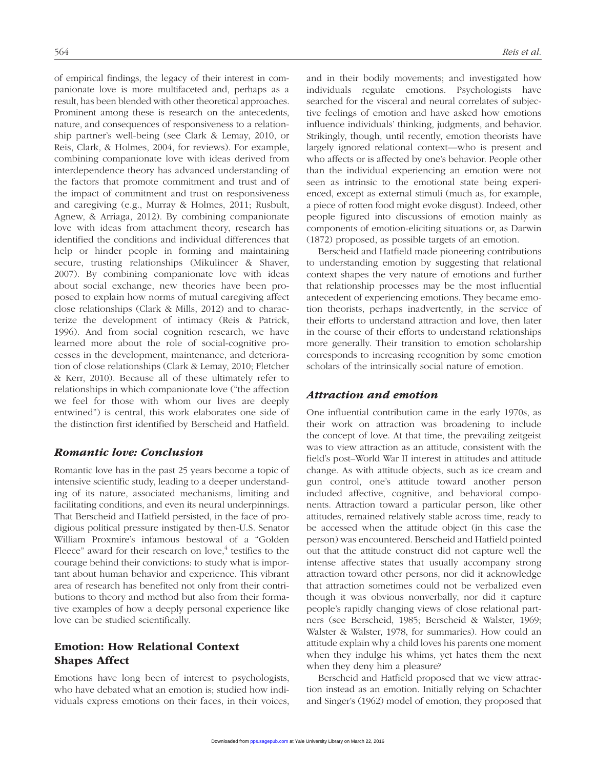of empirical findings, the legacy of their interest in companionate love is more multifaceted and, perhaps as a result, has been blended with other theoretical approaches. Prominent among these is research on the antecedents, nature, and consequences of responsiveness to a relationship partner's well-being (see Clark & Lemay, 2010, or Reis, Clark, & Holmes, 2004, for reviews). For example, combining companionate love with ideas derived from interdependence theory has advanced understanding of the factors that promote commitment and trust and of the impact of commitment and trust on responsiveness and caregiving (e.g., Murray & Holmes, 2011; Rusbult, Agnew, & Arriaga, 2012). By combining companionate love with ideas from attachment theory, research has identified the conditions and individual differences that help or hinder people in forming and maintaining secure, trusting relationships (Mikulincer & Shaver, 2007). By combining companionate love with ideas about social exchange, new theories have been proposed to explain how norms of mutual caregiving affect close relationships (Clark & Mills, 2012) and to characterize the development of intimacy (Reis & Patrick, 1996). And from social cognition research, we have learned more about the role of social-cognitive processes in the development, maintenance, and deterioration of close relationships (Clark & Lemay, 2010; Fletcher & Kerr, 2010). Because all of these ultimately refer to relationships in which companionate love ("the affection we feel for those with whom our lives are deeply entwined") is central, this work elaborates one side of the distinction first identified by Berscheid and Hatfield.

### *Romantic love: Conclusion*

Romantic love has in the past 25 years become a topic of intensive scientific study, leading to a deeper understanding of its nature, associated mechanisms, limiting and facilitating conditions, and even its neural underpinnings. That Berscheid and Hatfield persisted, in the face of prodigious political pressure instigated by then-U.S. Senator William Proxmire's infamous bestowal of a "Golden Fleece" award for their research on love,[4] testifies to the courage behind their convictions: to study what is important about human behavior and experience. This vibrant area of research has benefited not only from their contributions to theory and method but also from their formative examples of how a deeply personal experience like love can be studied scientifically.

## Emotion: How Relational Context Shapes Affect

Emotions have long been of interest to psychologists, who have debated what an emotion is; studied how individuals express emotions on their faces, in their voices, and in their bodily movements; and investigated how individuals regulate emotions. Psychologists have searched for the visceral and neural correlates of subjective feelings of emotion and have asked how emotions influence individuals' thinking, judgments, and behavior. Strikingly, though, until recently, emotion theorists have largely ignored relational context—who is present and who affects or is affected by one's behavior. People other than the individual experiencing an emotion were not seen as intrinsic to the emotional state being experienced, except as external stimuli (much as, for example, a piece of rotten food might evoke disgust). Indeed, other people figured into discussions of emotion mainly as components of emotion-eliciting situations or, as Darwin (1872) proposed, as possible targets of an emotion.

Berscheid and Hatfield made pioneering contributions to understanding emotion by suggesting that relational context shapes the very nature of emotions and further that relationship processes may be the most influential antecedent of experiencing emotions. They became emotion theorists, perhaps inadvertently, in the service of their efforts to understand attraction and love, then later in the course of their efforts to understand relationships more generally. Their transition to emotion scholarship corresponds to increasing recognition by some emotion scholars of the intrinsically social nature of emotion.

### *Attraction and emotion*

One influential contribution came in the early 1970s, as their work on attraction was broadening to include the concept of love. At that time, the prevailing zeitgeist was to view attraction as an attitude, consistent with the field's post–World War II interest in attitudes and attitude change. As with attitude objects, such as ice cream and gun control, one's attitude toward another person included affective, cognitive, and behavioral components. Attraction toward a particular person, like other attitudes, remained relatively stable across time, ready to be accessed when the attitude object (in this case the person) was encountered. Berscheid and Hatfield pointed out that the attitude construct did not capture well the intense affective states that usually accompany strong attraction toward other persons, nor did it acknowledge that attraction sometimes could not be verbalized even though it was obvious nonverbally, nor did it capture people's rapidly changing views of close relational partners (see Berscheid, 1985; Berscheid & Walster, 1969; Walster & Walster, 1978, for summaries). How could an attitude explain why a child loves his parents one moment when they indulge his whims, yet hates them the next when they deny him a pleasure?

Berscheid and Hatfield proposed that we view attraction instead as an emotion. Initially relying on Schachter and Singer's (1962) model of emotion, they proposed that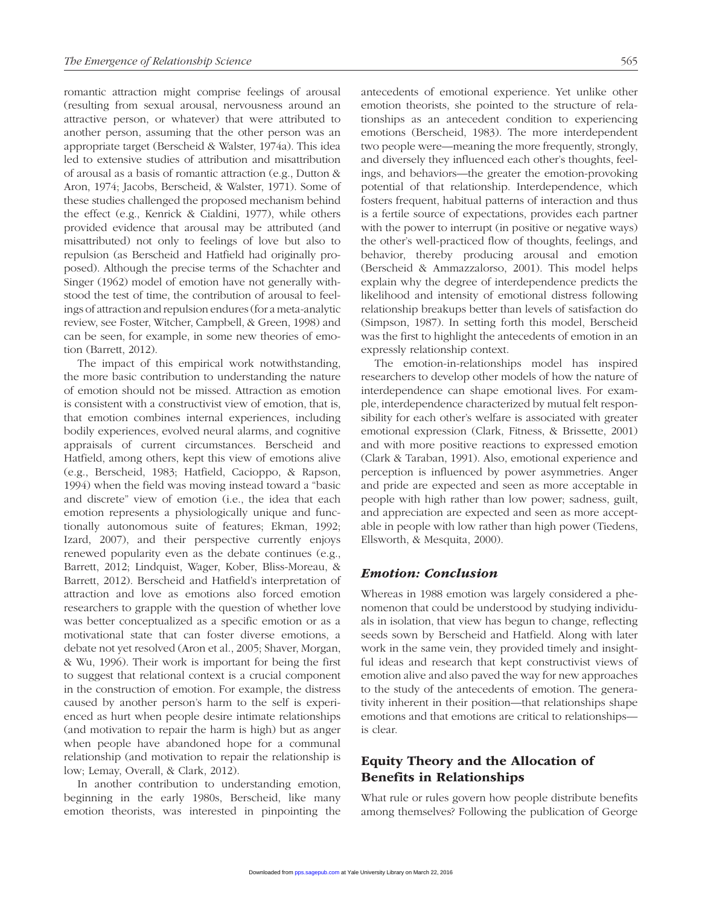romantic attraction might comprise feelings of arousal (resulting from sexual arousal, nervousness around an attractive person, or whatever) that were attributed to another person, assuming that the other person was an appropriate target (Berscheid & Walster, 1974a). This idea led to extensive studies of attribution and misattribution of arousal as a basis of romantic attraction (e.g., Dutton & Aron, 1974; Jacobs, Berscheid, & Walster, 1971). Some of these studies challenged the proposed mechanism behind the effect (e.g., Kenrick & Cialdini, 1977), while others provided evidence that arousal may be attributed (and misattributed) not only to feelings of love but also to repulsion (as Berscheid and Hatfield had originally proposed). Although the precise terms of the Schachter and Singer (1962) model of emotion have not generally withstood the test of time, the contribution of arousal to feelings of attraction and repulsion endures (for a meta-analytic review, see Foster, Witcher, Campbell, & Green, 1998) and can be seen, for example, in some new theories of emotion (Barrett, 2012).

The impact of this empirical work notwithstanding, the more basic contribution to understanding the nature of emotion should not be missed. Attraction as emotion is consistent with a constructivist view of emotion, that is, that emotion combines internal experiences, including bodily experiences, evolved neural alarms, and cognitive appraisals of current circumstances. Berscheid and Hatfield, among others, kept this view of emotions alive (e.g., Berscheid, 1983; Hatfield, Cacioppo, & Rapson, 1994) when the field was moving instead toward a "basic and discrete" view of emotion (i.e., the idea that each emotion represents a physiologically unique and functionally autonomous suite of features; Ekman, 1992; Izard, 2007), and their perspective currently enjoys renewed popularity even as the debate continues (e.g., Barrett, 2012; Lindquist, Wager, Kober, Bliss-Moreau, & Barrett, 2012). Berscheid and Hatfield's interpretation of attraction and love as emotions also forced emotion researchers to grapple with the question of whether love was better conceptualized as a specific emotion or as a motivational state that can foster diverse emotions, a debate not yet resolved (Aron et al., 2005; Shaver, Morgan, & Wu, 1996). Their work is important for being the first to suggest that relational context is a crucial component in the construction of emotion. For example, the distress caused by another person's harm to the self is experienced as hurt when people desire intimate relationships (and motivation to repair the harm is high) but as anger when people have abandoned hope for a communal relationship (and motivation to repair the relationship is low; Lemay, Overall, & Clark, 2012).

In another contribution to understanding emotion, beginning in the early 1980s, Berscheid, like many emotion theorists, was interested in pinpointing the antecedents of emotional experience. Yet unlike other emotion theorists, she pointed to the structure of relationships as an antecedent condition to experiencing emotions (Berscheid, 1983). The more interdependent two people were—meaning the more frequently, strongly, and diversely they influenced each other's thoughts, feelings, and behaviors—the greater the emotion-provoking potential of that relationship. Interdependence, which fosters frequent, habitual patterns of interaction and thus is a fertile source of expectations, provides each partner with the power to interrupt (in positive or negative ways) the other's well-practiced flow of thoughts, feelings, and behavior, thereby producing arousal and emotion (Berscheid & Ammazzalorso, 2001). This model helps explain why the degree of interdependence predicts the likelihood and intensity of emotional distress following relationship breakups better than levels of satisfaction do (Simpson, 1987). In setting forth this model, Berscheid was the first to highlight the antecedents of emotion in an expressly relationship context.

The emotion-in-relationships model has inspired researchers to develop other models of how the nature of interdependence can shape emotional lives. For example, interdependence characterized by mutual felt responsibility for each other's welfare is associated with greater emotional expression (Clark, Fitness, & Brissette, 2001) and with more positive reactions to expressed emotion (Clark & Taraban, 1991). Also, emotional experience and perception is influenced by power asymmetries. Anger and pride are expected and seen as more acceptable in people with high rather than low power; sadness, guilt, and appreciation are expected and seen as more acceptable in people with low rather than high power (Tiedens, Ellsworth, & Mesquita, 2000).

### *Emotion: Conclusion*

Whereas in 1988 emotion was largely considered a phenomenon that could be understood by studying individuals in isolation, that view has begun to change, reflecting seeds sown by Berscheid and Hatfield. Along with later work in the same vein, they provided timely and insightful ideas and research that kept constructivist views of emotion alive and also paved the way for new approaches to the study of the antecedents of emotion. The generativity inherent in their position—that relationships shape emotions and that emotions are critical to relationships—is clear.

## Equity Theory and the Allocation of Benefits in Relationships

What rule or rules govern how people distribute benefits among themselves? Following the publication of George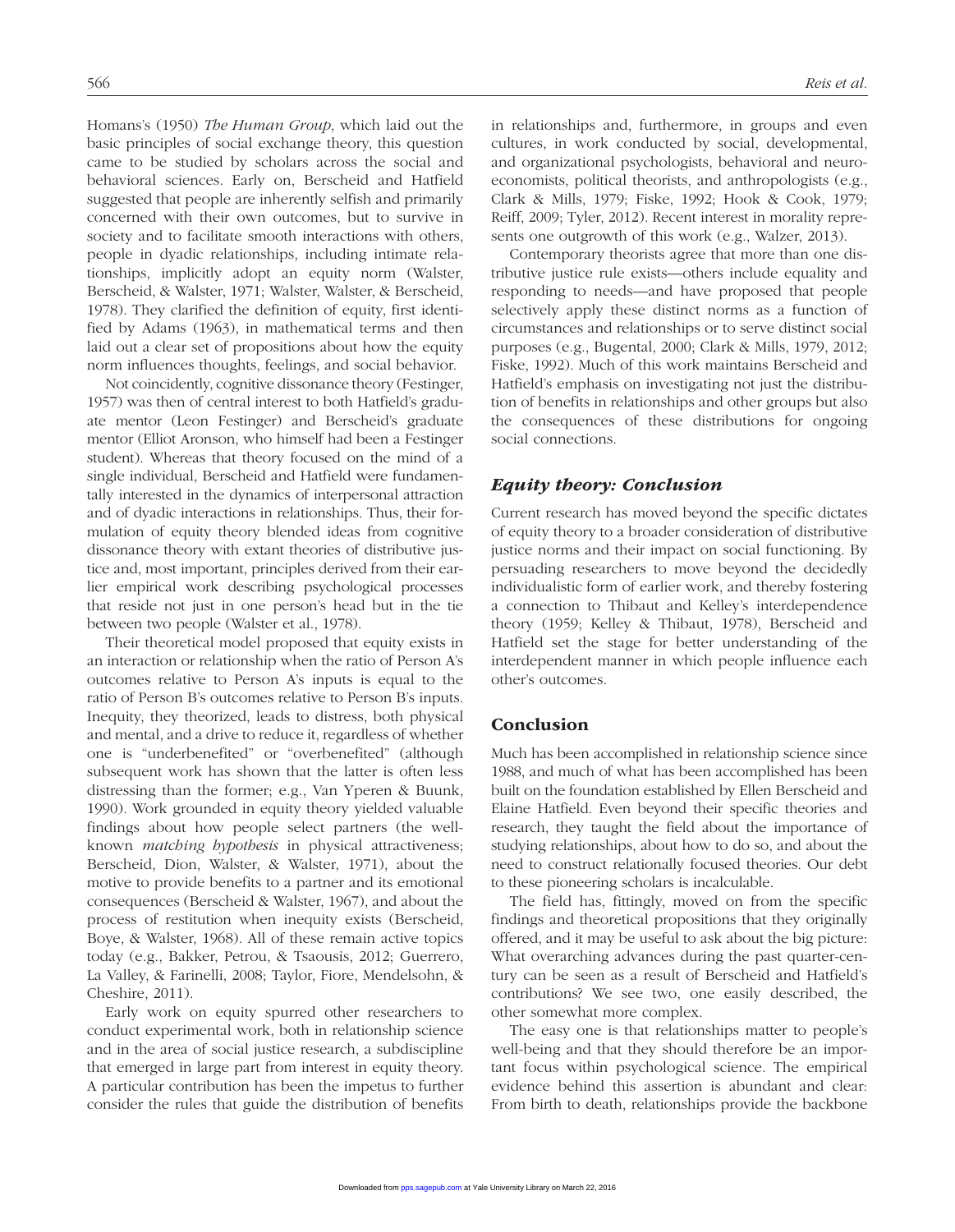Homans's (1950) *The Human Group*, which laid out the basic principles of social exchange theory, this question came to be studied by scholars across the social and behavioral sciences. Early on, Berscheid and Hatfield suggested that people are inherently selfish and primarily concerned with their own outcomes, but to survive in society and to facilitate smooth interactions with others, people in dyadic relationships, including intimate relationships, implicitly adopt an equity norm (Walster, Berscheid, & Walster, 1971; Walster, Walster, & Berscheid, 1978). They clarified the definition of equity, first identified by Adams (1963), in mathematical terms and then laid out a clear set of propositions about how the equity norm influences thoughts, feelings, and social behavior.

Not coincidently, cognitive dissonance theory (Festinger, 1957) was then of central interest to both Hatfield's graduate mentor (Leon Festinger) and Berscheid's graduate mentor (Elliot Aronson, who himself had been a Festinger student). Whereas that theory focused on the mind of a single individual, Berscheid and Hatfield were fundamentally interested in the dynamics of interpersonal attraction and of dyadic interactions in relationships. Thus, their formulation of equity theory blended ideas from cognitive dissonance theory with extant theories of distributive justice and, most important, principles derived from their earlier empirical work describing psychological processes that reside not just in one person's head but in the tie between two people (Walster et al., 1978).

Their theoretical model proposed that equity exists in an interaction or relationship when the ratio of Person A's outcomes relative to Person A's inputs is equal to the ratio of Person B's outcomes relative to Person B's inputs. Inequity, they theorized, leads to distress, both physical and mental, and a drive to reduce it, regardless of whether one is "underbenefited" or "overbenefited" (although subsequent work has shown that the latter is often less distressing than the former; e.g., Van Yperen & Buunk, 1990). Work grounded in equity theory yielded valuable findings about how people select partners (the well-known *matching hypothesis* in physical attractiveness; Berscheid, Dion, Walster, & Walster, 1971), about the motive to provide benefits to a partner and its emotional consequences (Berscheid & Walster, 1967), and about the process of restitution when inequity exists (Berscheid, Boye, & Walster, 1968). All of these remain active topics today (e.g., Bakker, Petrou, & Tsaousis, 2012; Guerrero, La Valley, & Farinelli, 2008; Taylor, Fiore, Mendelsohn, & Cheshire, 2011).

Early work on equity spurred other researchers to conduct experimental work, both in relationship science and in the area of social justice research, a subdiscipline that emerged in large part from interest in equity theory. A particular contribution has been the impetus to further consider the rules that guide the distribution of benefits in relationships and, furthermore, in groups and even cultures, in work conducted by social, developmental, and organizational psychologists, behavioral and neuroeconomists, political theorists, and anthropologists (e.g., Clark & Mills, 1979; Fiske, 1992; Hook & Cook, 1979; Reiff, 2009; Tyler, 2012). Recent interest in morality represents one outgrowth of this work (e.g., Walzer, 2013).

Contemporary theorists agree that more than one distributive justice rule exists—others include equality and responding to needs—and have proposed that people selectively apply these distinct norms as a function of circumstances and relationships or to serve distinct social purposes (e.g., Bugental, 2000; Clark & Mills, 1979, 2012; Fiske, 1992). Much of this work maintains Berscheid and Hatfield's emphasis on investigating not just the distribution of benefits in relationships and other groups but also the consequences of these distributions for ongoing social connections.

### *Equity theory: Conclusion*

Current research has moved beyond the specific dictates of equity theory to a broader consideration of distributive justice norms and their impact on social functioning. By persuading researchers to move beyond the decidedly individualistic form of earlier work, and thereby fostering a connection to Thibaut and Kelley's interdependence theory (1959; Kelley & Thibaut, 1978), Berscheid and Hatfield set the stage for better understanding of the interdependent manner in which people influence each other's outcomes.

## Conclusion

Much has been accomplished in relationship science since 1988, and much of what has been accomplished has been built on the foundation established by Ellen Berscheid and Elaine Hatfield. Even beyond their specific theories and research, they taught the field about the importance of studying relationships, about how to do so, and about the need to construct relationally focused theories. Our debt to these pioneering scholars is incalculable.

The field has, fittingly, moved on from the specific findings and theoretical propositions that they originally offered, and it may be useful to ask about the big picture: What overarching advances during the past quarter-century can be seen as a result of Berscheid and Hatfield's contributions? We see two, one easily described, the other somewhat more complex.

The easy one is that relationships matter to people's well-being and that they should therefore be an important focus within psychological science. The empirical evidence behind this assertion is abundant and clear: From birth to death, relationships provide the backbone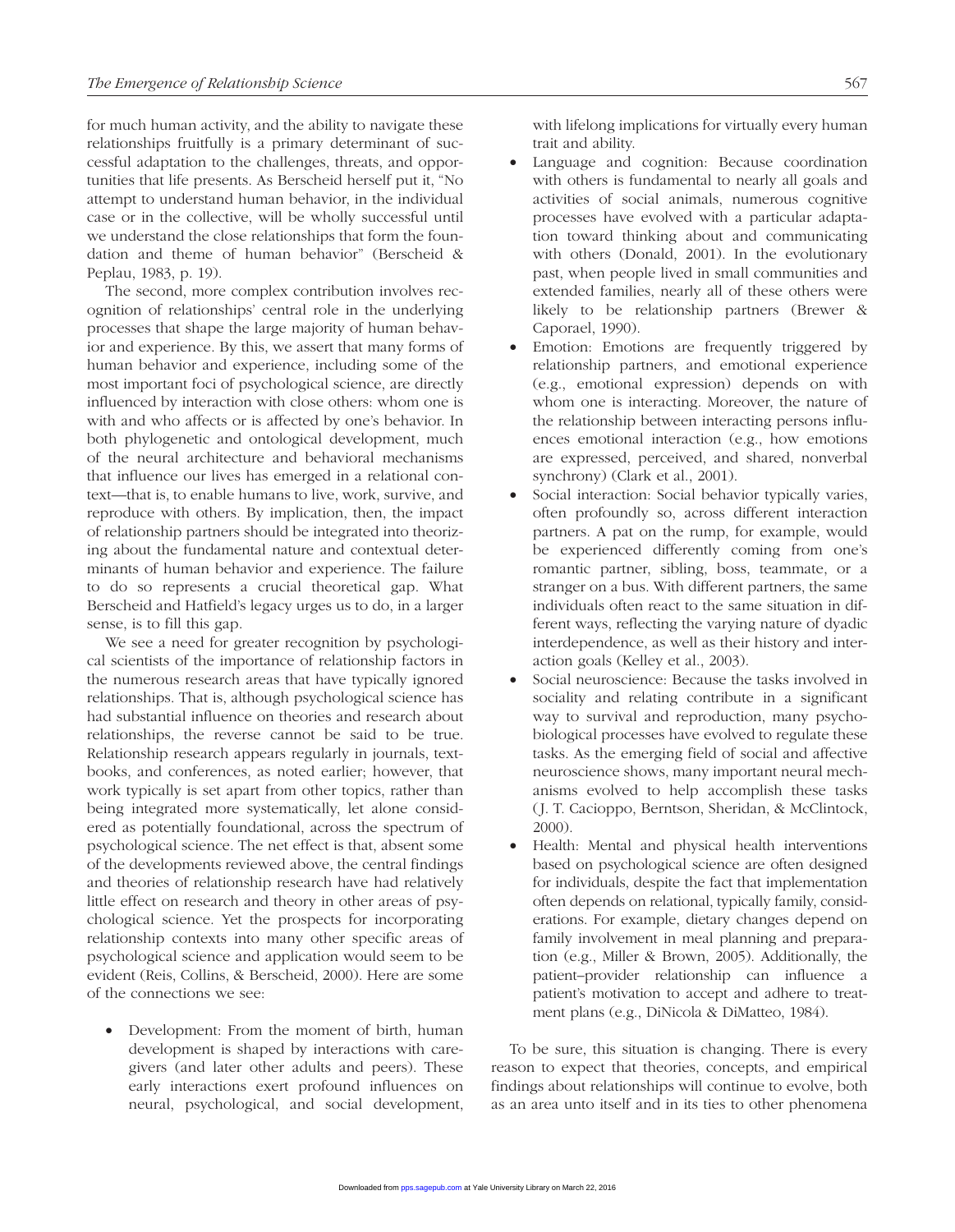for much human activity, and the ability to navigate these relationships fruitfully is a primary determinant of successful adaptation to the challenges, threats, and opportunities that life presents. As Berscheid herself put it, "No attempt to understand human behavior, in the individual case or in the collective, will be wholly successful until we understand the close relationships that form the foundation and theme of human behavior" (Berscheid & Peplau, 1983, p. 19).

The second, more complex contribution involves recognition of relationships' central role in the underlying processes that shape the large majority of human behavior and experience. By this, we assert that many forms of human behavior and experience, including some of the most important foci of psychological science, are directly influenced by interaction with close others: whom one is with and who affects or is affected by one's behavior. In both phylogenetic and ontological development, much of the neural architecture and behavioral mechanisms that influence our lives has emerged in a relational context—that is, to enable humans to live, work, survive, and reproduce with others. By implication, then, the impact of relationship partners should be integrated into theorizing about the fundamental nature and contextual determinants of human behavior and experience. The failure to do so represents a crucial theoretical gap. What Berscheid and Hatfield's legacy urges us to do, in a larger sense, is to fill this gap.

We see a need for greater recognition by psychological scientists of the importance of relationship factors in the numerous research areas that have typically ignored relationships. That is, although psychological science has had substantial influence on theories and research about relationships, the reverse cannot be said to be true. Relationship research appears regularly in journals, textbooks, and conferences, as noted earlier; however, that work typically is set apart from other topics, rather than being integrated more systematically, let alone considered as potentially foundational, across the spectrum of psychological science. The net effect is that, absent some of the developments reviewed above, the central findings and theories of relationship research have had relatively little effect on research and theory in other areas of psychological science. Yet the prospects for incorporating relationship contexts into many other specific areas of psychological science and application would seem to be evident (Reis, Collins, & Berscheid, 2000). Here are some of the connections we see:

- Development: From the moment of birth, human development is shaped by interactions with caregivers (and later other adults and peers). These early interactions exert profound influences on neural, psychological, and social development, with lifelong implications for virtually every human trait and ability.
- Language and cognition: Because coordination with others is fundamental to nearly all goals and activities of social animals, numerous cognitive processes have evolved with a particular adaptation toward thinking about and communicating with others (Donald, 2001). In the evolutionary past, when people lived in small communities and extended families, nearly all of these others were likely to be relationship partners (Brewer & Caporael, 1990).
- Emotion: Emotions are frequently triggered by relationship partners, and emotional experience (e.g., emotional expression) depends on with whom one is interacting. Moreover, the nature of the relationship between interacting persons influences emotional interaction (e.g., how emotions are expressed, perceived, and shared, nonverbal synchrony) (Clark et al., 2001).
- Social interaction: Social behavior typically varies, often profoundly so, across different interaction partners. A pat on the rump, for example, would be experienced differently coming from one's romantic partner, sibling, boss, teammate, or a stranger on a bus. With different partners, the same individuals often react to the same situation in different ways, reflecting the varying nature of dyadic interdependence, as well as their history and interaction goals (Kelley et al., 2003).
- Social neuroscience: Because the tasks involved in sociality and relating contribute in a significant way to survival and reproduction, many psychobiological processes have evolved to regulate these tasks. As the emerging field of social and affective neuroscience shows, many important neural mechanisms evolved to help accomplish these tasks (J. T. Cacioppo, Berntson, Sheridan, & McClintock, 2000).
- Health: Mental and physical health interventions based on psychological science are often designed for individuals, despite the fact that implementation often depends on relational, typically family, considerations. For example, dietary changes depend on family involvement in meal planning and preparation (e.g., Miller & Brown, 2005). Additionally, the patient–provider relationship can influence a patient's motivation to accept and adhere to treatment plans (e.g., DiNicola & DiMatteo, 1984).

To be sure, this situation is changing. There is every reason to expect that theories, concepts, and empirical findings about relationships will continue to evolve, both as an area unto itself and in its ties to other phenomena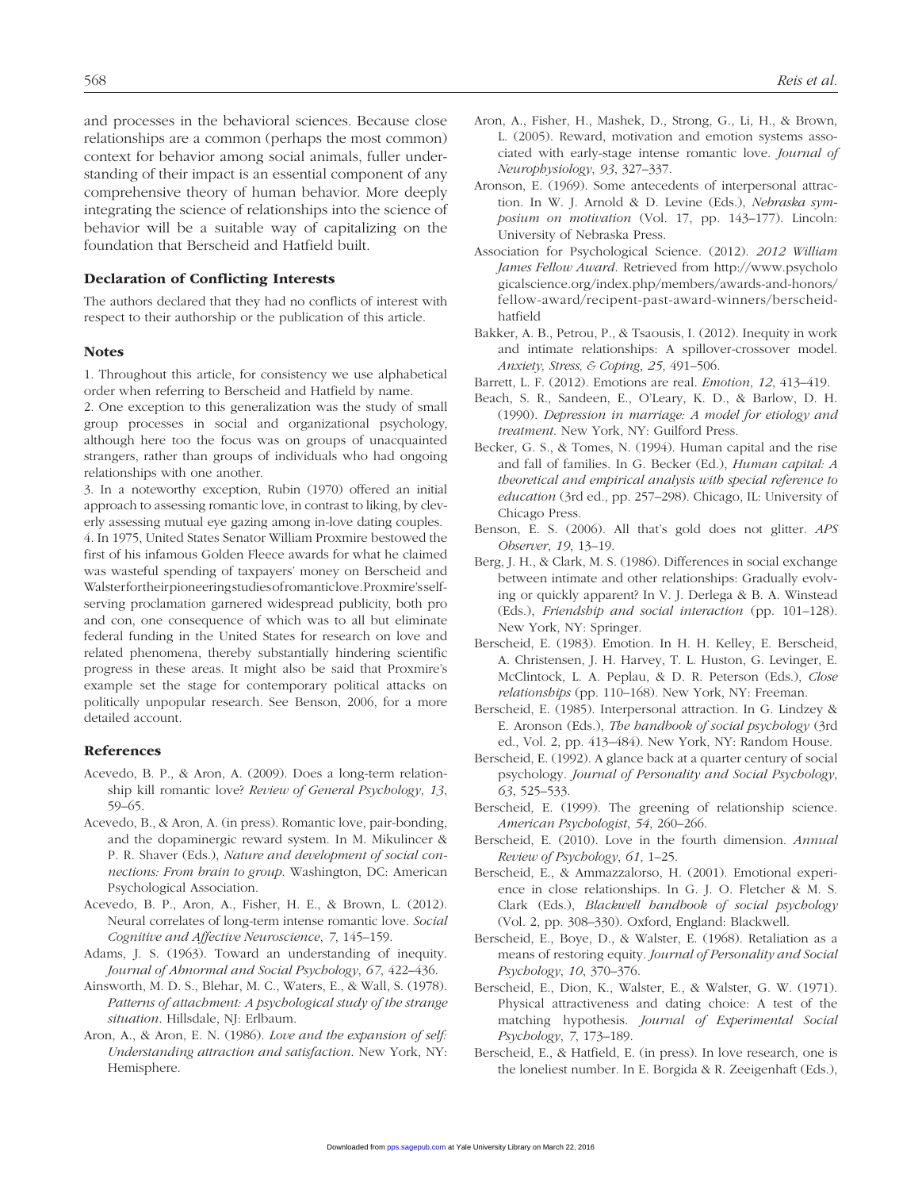and processes in the behavioral sciences. Because close relationships are a common (perhaps the most common) context for behavior among social animals, fuller understanding of their impact is an essential component of any comprehensive theory of human behavior. More deeply integrating the science of relationships into the science of behavior will be a suitable way of capitalizing on the foundation that Berscheid and Hatfield built.

### Declaration of Conflicting Interests

The authors declared that they had no conflicts of interest with respect to their authorship or the publication of this article.

### Notes

1. Throughout this article, for consistency we use alphabetical order when referring to Berscheid and Hatfield by name.
2. One exception to this generalization was the study of small group processes in social and organizational psychology, although here too the focus was on groups of unacquainted strangers, rather than groups of individuals who had ongoing relationships with one another.
3. In a noteworthy exception, Rubin (1970) offered an initial approach to assessing romantic love, in contrast to liking, by cleverly assessing mutual eye gazing among in-love dating couples.
4. In 1975, United States Senator William Proxmire bestowed the first of his infamous Golden Fleece awards for what he claimed was wasteful spending of taxpayers' money on Berscheid and Walster for their pioneering studies of romantic love. Proxmire's self-serving proclamation garnered widespread publicity, both pro and con, one consequence of which was to all but eliminate federal funding in the United States for research on love and related phenomena, thereby substantially hindering scientific progress in these areas. It might also be said that Proxmire's example set the stage for contemporary political attacks on politically unpopular research. See Benson, 2006, for a more detailed account.

### References

Acevedo, B. P., & Aron, A. (2009). Does a long-term relationship kill romantic love? *Review of General Psychology*, *13*, 59–65.

Acevedo, B., & Aron, A. (in press). Romantic love, pair-bonding, and the dopaminergic reward system. In M. Mikulincer & P. R. Shaver (Eds.), *Nature and development of social connections: From brain to group*. Washington, DC: American Psychological Association.

Acevedo, B. P., Aron, A., Fisher, H. E., & Brown, L. (2012). Neural correlates of long-term intense romantic love. *Social Cognitive and Affective Neuroscience*, *7*, 145–159.

Adams, J. S. (1963). Toward an understanding of inequity. *Journal of Abnormal and Social Psychology*, *67*, 422–436.

Ainsworth, M. D. S., Blehar, M. C., Waters, E., & Wall, S. (1978). *Patterns of attachment: A psychological study of the strange situation*. Hillsdale, NJ: Erlbaum.

Aron, A., & Aron, E. N. (1986). *Love and the expansion of self: Understanding attraction and satisfaction*. New York, NY: Hemisphere.

Aron, A., Fisher, H., Mashek, D., Strong, G., Li, H., & Brown, L. (2005). Reward, motivation and emotion systems associated with early-stage intense romantic love. *Journal of Neurophysiology*, *93*, 327–337.

Aronson, E. (1969). Some antecedents of interpersonal attraction. In W. J. Arnold & D. Levine (Eds.), *Nebraska symposium on motivation* (Vol. 17, pp. 143–177). Lincoln: University of Nebraska Press.

Association for Psychological Science. (2012). *2012 William James Fellow Award*. Retrieved from http://www.psychologicalscience.org/index.php/members/awards-and-honors/fellow-award/recipent-past-award-winners/berscheid-hatfield

Bakker, A. B., Petrou, P., & Tsaousis, I. (2012). Inequity in work and intimate relationships: A spillover-crossover model. *Anxiety, Stress, & Coping*, *25*, 491–506.

Barrett, L. F. (2012). Emotions are real. *Emotion*, *12*, 413–419.

Beach, S. R., Sandeen, E., O'Leary, K. D., & Barlow, D. H. (1990). *Depression in marriage: A model for etiology and treatment*. New York, NY: Guilford Press.

Becker, G. S., & Tomes, N. (1994). Human capital and the rise and fall of families. In G. Becker (Ed.), *Human capital: A theoretical and empirical analysis with special reference to education* (3rd ed., pp. 257–298). Chicago, IL: University of Chicago Press.

Benson, E. S. (2006). All that's gold does not glitter. *APS Observer*, *19*, 13–19.

Berg, J. H., & Clark, M. S. (1986). Differences in social exchange between intimate and other relationships: Gradually evolving or quickly apparent? In V. J. Derlega & B. A. Winstead (Eds.), *Friendship and social interaction* (pp. 101–128). New York, NY: Springer.

Berscheid, E. (1983). Emotion. In H. H. Kelley, E. Berscheid, A. Christensen, J. H. Harvey, T. L. Huston, G. Levinger, E. McClintock, L. A. Peplau, & D. R. Peterson (Eds.), *Close relationships* (pp. 110–168). New York, NY: Freeman.

Berscheid, E. (1985). Interpersonal attraction. In G. Lindzey & E. Aronson (Eds.), *The handbook of social psychology* (3rd ed., Vol. 2, pp. 413–484). New York, NY: Random House.

Berscheid, E. (1992). A glance back at a quarter century of social psychology. *Journal of Personality and Social Psychology*, *63*, 525–533.

Berscheid, E. (1999). The greening of relationship science. *American Psychologist*, *54*, 260–266.

Berscheid, E. (2010). Love in the fourth dimension. *Annual Review of Psychology*, *61*, 1–25.

Berscheid, E., & Ammazzalorso, H. (2001). Emotional experience in close relationships. In G. J. O. Fletcher & M. S. Clark (Eds.), *Blackwell handbook of social psychology* (Vol. 2, pp. 308–330). Oxford, England: Blackwell.

Berscheid, E., Boye, D., & Walster, E. (1968). Retaliation as a means of restoring equity. *Journal of Personality and Social Psychology*, *10*, 370–376.

Berscheid, E., Dion, K., Walster, E., & Walster, G. W. (1971). Physical attractiveness and dating choice: A test of the matching hypothesis. *Journal of Experimental Social Psychology*, *7*, 173–189.

Berscheid, E., & Hatfield, E. (in press). In love research, one is the loneliest number. In E. Borgida & R. Zeeigenhaft (Eds.),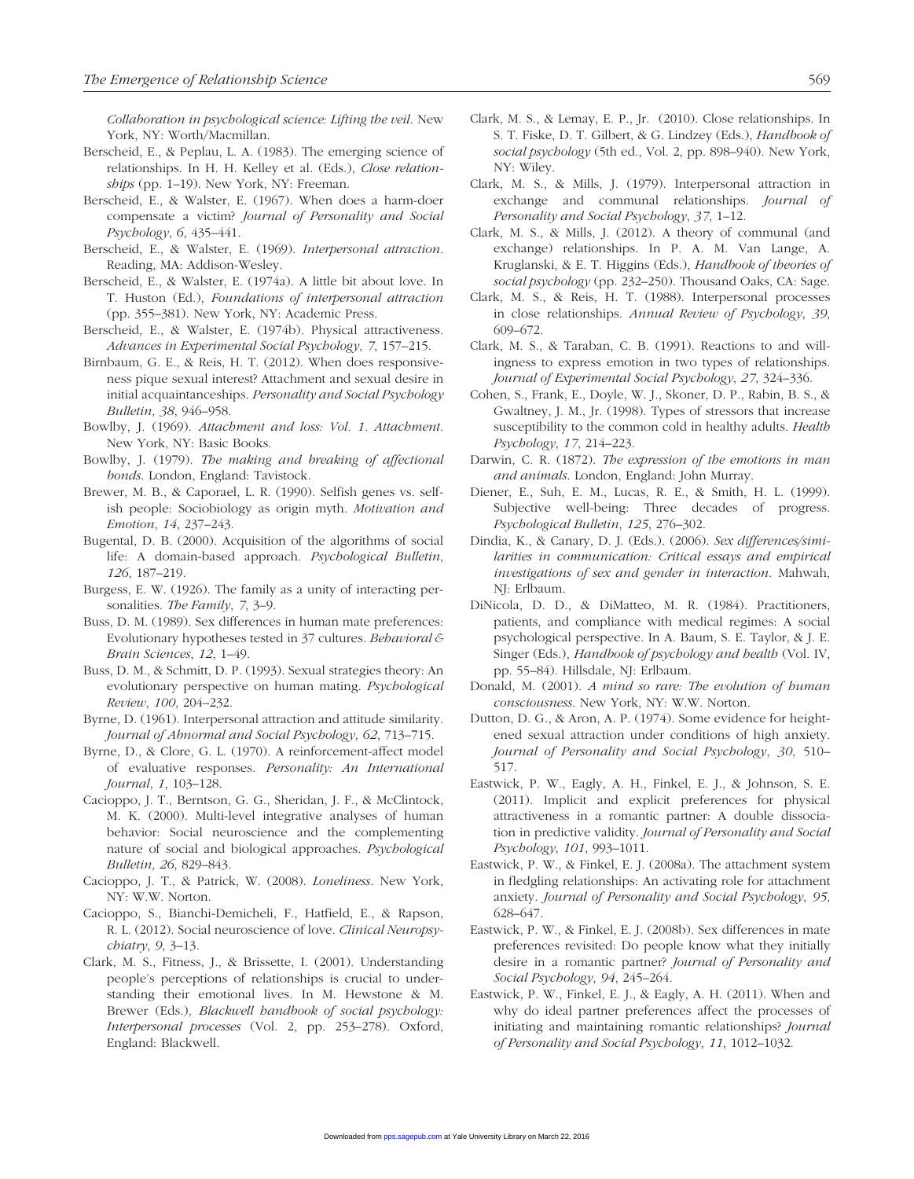*Collaboration in psychological science: Lifting the veil*. New York, NY: Worth/Macmillan.

Berscheid, E., & Peplau, L. A. (1983). The emerging science of relationships. In H. H. Kelley et al. (Eds.), *Close relationships* (pp. 1–19). New York, NY: Freeman.

Berscheid, E., & Walster, E. (1967). When does a harm-doer compensate a victim? *Journal of Personality and Social Psychology*, *6*, 435–441.

Berscheid, E., & Walster, E. (1969). *Interpersonal attraction*. Reading, MA: Addison-Wesley.

Berscheid, E., & Walster, E. (1974a). A little bit about love. In T. Huston (Ed.), *Foundations of interpersonal attraction* (pp. 355–381). New York, NY: Academic Press.

Berscheid, E., & Walster, E. (1974b). Physical attractiveness. *Advances in Experimental Social Psychology*, *7*, 157–215.

Birnbaum, G. E., & Reis, H. T. (2012). When does responsiveness pique sexual interest? Attachment and sexual desire in initial acquaintanceships. *Personality and Social Psychology Bulletin*, *38*, 946–958.

Bowlby, J. (1969). *Attachment and loss: Vol. 1. Attachment*. New York, NY: Basic Books.

Bowlby, J. (1979). *The making and breaking of affectional bonds*. London, England: Tavistock.

Brewer, M. B., & Caporael, L. R. (1990). Selfish genes vs. selfish people: Sociobiology as origin myth. *Motivation and Emotion*, *14*, 237–243.

Bugental, D. B. (2000). Acquisition of the algorithms of social life: A domain-based approach. *Psychological Bulletin*, *126*, 187–219.

Burgess, E. W. (1926). The family as a unity of interacting personalities. *The Family*, *7*, 3–9.

Buss, D. M. (1989). Sex differences in human mate preferences: Evolutionary hypotheses tested in 37 cultures. *Behavioral & Brain Sciences*, *12*, 1–49.

Buss, D. M., & Schmitt, D. P. (1993). Sexual strategies theory: An evolutionary perspective on human mating. *Psychological Review*, *100*, 204–232.

Byrne, D. (1961). Interpersonal attraction and attitude similarity. *Journal of Abnormal and Social Psychology*, *62*, 713–715.

Byrne, D., & Clore, G. L. (1970). A reinforcement-affect model of evaluative responses. *Personality: An International Journal*, *1*, 103–128.

Cacioppo, J. T., Berntson, G. G., Sheridan, J. F., & McClintock, M. K. (2000). Multi-level integrative analyses of human behavior: Social neuroscience and the complementing nature of social and biological approaches. *Psychological Bulletin*, *26*, 829–843.

Cacioppo, J. T., & Patrick, W. (2008). *Loneliness*. New York, NY: W.W. Norton.

Cacioppo, S., Bianchi-Demicheli, F., Hatfield, E., & Rapson, R. L. (2012). Social neuroscience of love. *Clinical Neuropsychiatry*, *9*, 3–13.

Clark, M. S., Fitness, J., & Brissette, I. (2001). Understanding people's perceptions of relationships is crucial to understanding their emotional lives. In M. Hewstone & M. Brewer (Eds.), *Blackwell handbook of social psychology: Interpersonal processes* (Vol. 2, pp. 253–278). Oxford, England: Blackwell.

Clark, M. S., & Lemay, E. P., Jr. (2010). Close relationships. In S. T. Fiske, D. T. Gilbert, & G. Lindzey (Eds.), *Handbook of social psychology* (5th ed., Vol. 2, pp. 898–940). New York, NY: Wiley.

Clark, M. S., & Mills, J. (1979). Interpersonal attraction in exchange and communal relationships. *Journal of Personality and Social Psychology*, *37*, 1–12.

Clark, M. S., & Mills, J. (2012). A theory of communal (and exchange) relationships. In P. A. M. Van Lange, A. Kruglanski, & E. T. Higgins (Eds.), *Handbook of theories of social psychology* (pp. 232–250). Thousand Oaks, CA: Sage.

Clark, M. S., & Reis, H. T. (1988). Interpersonal processes in close relationships. *Annual Review of Psychology*, *39*, 609–672.

Clark, M. S., & Taraban, C. B. (1991). Reactions to and willingness to express emotion in two types of relationships. *Journal of Experimental Social Psychology*, *27*, 324–336.

Cohen, S., Frank, E., Doyle, W. J., Skoner, D. P., Rabin, B. S., & Gwaltney, J. M., Jr. (1998). Types of stressors that increase susceptibility to the common cold in healthy adults. *Health Psychology*, *17*, 214–223.

Darwin, C. R. (1872). *The expression of the emotions in man and animals*. London, England: John Murray.

Diener, E., Suh, E. M., Lucas, R. E., & Smith, H. L. (1999). Subjective well-being: Three decades of progress. *Psychological Bulletin*, *125*, 276–302.

Dindia, K., & Canary, D. J. (Eds.). (2006). *Sex differences/similarities in communication: Critical essays and empirical investigations of sex and gender in interaction*. Mahwah, NJ: Erlbaum.

DiNicola, D. D., & DiMatteo, M. R. (1984). Practitioners, patients, and compliance with medical regimes: A social psychological perspective. In A. Baum, S. E. Taylor, & J. E. Singer (Eds.), *Handbook of psychology and health* (Vol. IV, pp. 55–84). Hillsdale, NJ: Erlbaum.

Donald, M. (2001). *A mind so rare: The evolution of human consciousness*. New York, NY: W.W. Norton.

Dutton, D. G., & Aron, A. P. (1974). Some evidence for heightened sexual attraction under conditions of high anxiety. *Journal of Personality and Social Psychology*, *30*, 510–517.

Eastwick, P. W., Eagly, A. H., Finkel, E. J., & Johnson, S. E. (2011). Implicit and explicit preferences for physical attractiveness in a romantic partner: A double dissociation in predictive validity. *Journal of Personality and Social Psychology*, *101*, 993–1011.

Eastwick, P. W., & Finkel, E. J. (2008a). The attachment system in fledgling relationships: An activating role for attachment anxiety. *Journal of Personality and Social Psychology*, *95*, 628–647.

Eastwick, P. W., & Finkel, E. J. (2008b). Sex differences in mate preferences revisited: Do people know what they initially desire in a romantic partner? *Journal of Personality and Social Psychology*, *94*, 245–264.

Eastwick, P. W., Finkel, E. J., & Eagly, A. H. (2011). When and why do ideal partner preferences affect the processes of initiating and maintaining romantic relationships? *Journal of Personality and Social Psychology*, *11*, 1012–1032.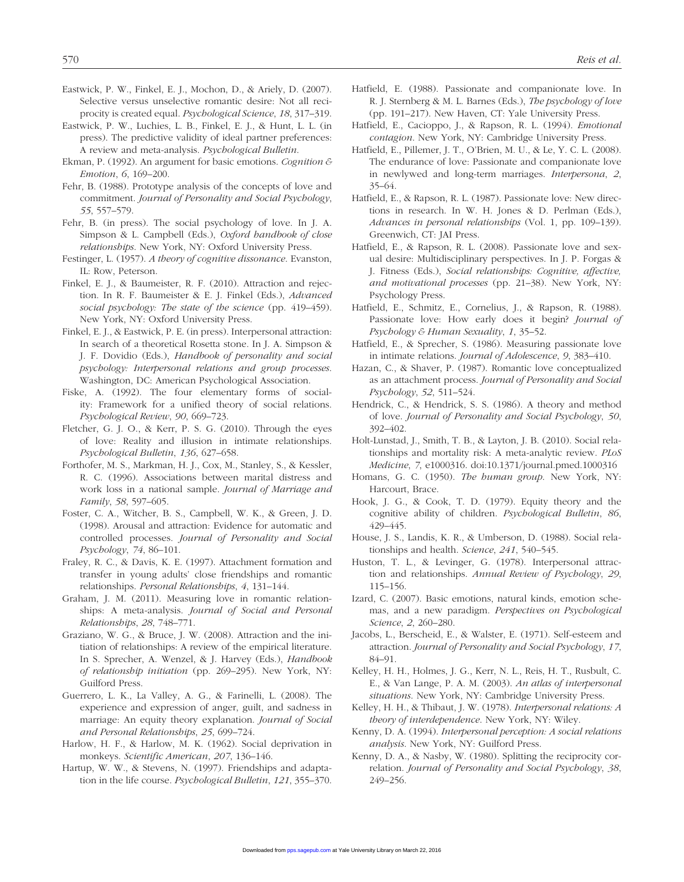Eastwick, P. W., Finkel, E. J., Mochon, D., & Ariely, D. (2007). Selective versus unselective romantic desire: Not all reciprocity is created equal. *Psychological Science*, *18*, 317–319.

Eastwick, P. W., Luchies, L. B., Finkel, E. J., & Hunt, L. L. (in press). The predictive validity of ideal partner preferences: A review and meta-analysis. *Psychological Bulletin*.

Ekman, P. (1992). An argument for basic emotions. *Cognition & Emotion*, *6*, 169–200.

Fehr, B. (1988). Prototype analysis of the concepts of love and commitment. *Journal of Personality and Social Psychology*, *55*, 557–579.

Fehr, B. (in press). The social psychology of love. In J. A. Simpson & L. Campbell (Eds.), *Oxford handbook of close relationships*. New York, NY: Oxford University Press.

Festinger, L. (1957). *A theory of cognitive dissonance*. Evanston, IL: Row, Peterson.

Finkel, E. J., & Baumeister, R. F. (2010). Attraction and rejection. In R. F. Baumeister & E. J. Finkel (Eds.), *Advanced social psychology: The state of the science* (pp. 419–459). New York, NY: Oxford University Press.

Finkel, E. J., & Eastwick, P. E. (in press). Interpersonal attraction: In search of a theoretical Rosetta stone. In J. A. Simpson & J. F. Dovidio (Eds.), *Handbook of personality and social psychology: Interpersonal relations and group processes*. Washington, DC: American Psychological Association.

Fiske, A. (1992). The four elementary forms of sociality: Framework for a unified theory of social relations. *Psychological Review*, *90*, 669–723.

Fletcher, G. J. O., & Kerr, P. S. G. (2010). Through the eyes of love: Reality and illusion in intimate relationships. *Psychological Bulletin*, *136*, 627–658.

Forthofer, M. S., Markman, H. J., Cox, M., Stanley, S., & Kessler, R. C. (1996). Associations between marital distress and work loss in a national sample. *Journal of Marriage and Family*, *58*, 597–605.

Foster, C. A., Witcher, B. S., Campbell, W. K., & Green, J. D. (1998). Arousal and attraction: Evidence for automatic and controlled processes. *Journal of Personality and Social Psychology*, *74*, 86–101.

Fraley, R. C., & Davis, K. E. (1997). Attachment formation and transfer in young adults' close friendships and romantic relationships. *Personal Relationships*, *4*, 131–144.

Graham, J. M. (2011). Measuring love in romantic relationships: A meta-analysis. *Journal of Social and Personal Relationships*, *28*, 748–771.

Graziano, W. G., & Bruce, J. W. (2008). Attraction and the initiation of relationships: A review of the empirical literature. In S. Sprecher, A. Wenzel, & J. Harvey (Eds.), *Handbook of relationship initiation* (pp. 269–295). New York, NY: Guilford Press.

Guerrero, L. K., La Valley, A. G., & Farinelli, L. (2008). The experience and expression of anger, guilt, and sadness in marriage: An equity theory explanation. *Journal of Social and Personal Relationships*, *25*, 699–724.

Harlow, H. F., & Harlow, M. K. (1962). Social deprivation in monkeys. *Scientific American*, *207*, 136–146.

Hartup, W. W., & Stevens, N. (1997). Friendships and adaptation in the life course. *Psychological Bulletin*, *121*, 355–370.

Hatfield, E. (1988). Passionate and companionate love. In R. J. Sternberg & M. L. Barnes (Eds.), *The psychology of love* (pp. 191–217). New Haven, CT: Yale University Press.

Hatfield, E., Cacioppo, J., & Rapson, R. L. (1994). *Emotional contagion*. New York, NY: Cambridge University Press.

Hatfield, E., Pillemer, J. T., O'Brien, M. U., & Le, Y. C. L. (2008). The endurance of love: Passionate and companionate love in newlywed and long-term marriages. *Interpersona*, *2*, 35–64.

Hatfield, E., & Rapson, R. L. (1987). Passionate love: New directions in research. In W. H. Jones & D. Perlman (Eds.), *Advances in personal relationships* (Vol. 1, pp. 109–139). Greenwich, CT: JAI Press.

Hatfield, E., & Rapson, R. L. (2008). Passionate love and sexual desire: Multidisciplinary perspectives. In J. P. Forgas & J. Fitness (Eds.), *Social relationships: Cognitive, affective, and motivational processes* (pp. 21–38). New York, NY: Psychology Press.

Hatfield, E., Schmitz, E., Cornelius, J., & Rapson, R. (1988). Passionate love: How early does it begin? *Journal of Psychology & Human Sexuality*, *1*, 35–52.

Hatfield, E., & Sprecher, S. (1986). Measuring passionate love in intimate relations. *Journal of Adolescence*, *9*, 383–410.

Hazan, C., & Shaver, P. (1987). Romantic love conceptualized as an attachment process. *Journal of Personality and Social Psychology*, *52*, 511–524.

Hendrick, C., & Hendrick, S. S. (1986). A theory and method of love. *Journal of Personality and Social Psychology*, *50*, 392–402.

Holt-Lunstad, J., Smith, T. B., & Layton, J. B. (2010). Social relationships and mortality risk: A meta-analytic review. *PLoS Medicine*, *7*, e1000316. doi:10.1371/journal.pmed.1000316

Homans, G. C. (1950). *The human group*. New York, NY: Harcourt, Brace.

Hook, J. G., & Cook, T. D. (1979). Equity theory and the cognitive ability of children. *Psychological Bulletin*, *86*, 429–445.

House, J. S., Landis, K. R., & Umberson, D. (1988). Social relationships and health. *Science*, *241*, 540–545.

Huston, T. L., & Levinger, G. (1978). Interpersonal attraction and relationships. *Annual Review of Psychology*, *29*, 115–156.

Izard, C. (2007). Basic emotions, natural kinds, emotion schemas, and a new paradigm. *Perspectives on Psychological Science*, *2*, 260–280.

Jacobs, L., Berscheid, E., & Walster, E. (1971). Self-esteem and attraction. *Journal of Personality and Social Psychology*, *17*, 84–91.

Kelley, H. H., Holmes, J. G., Kerr, N. L., Reis, H. T., Rusbult, C. E., & Van Lange, P. A. M. (2003). *An atlas of interpersonal situations*. New York, NY: Cambridge University Press.

Kelley, H. H., & Thibaut, J. W. (1978). *Interpersonal relations: A theory of interdependence*. New York, NY: Wiley.

Kenny, D. A. (1994). *Interpersonal perception: A social relations analysis*. New York, NY: Guilford Press.

Kenny, D. A., & Nasby, W. (1980). Splitting the reciprocity correlation. *Journal of Personality and Social Psychology*, *38*, 249–256.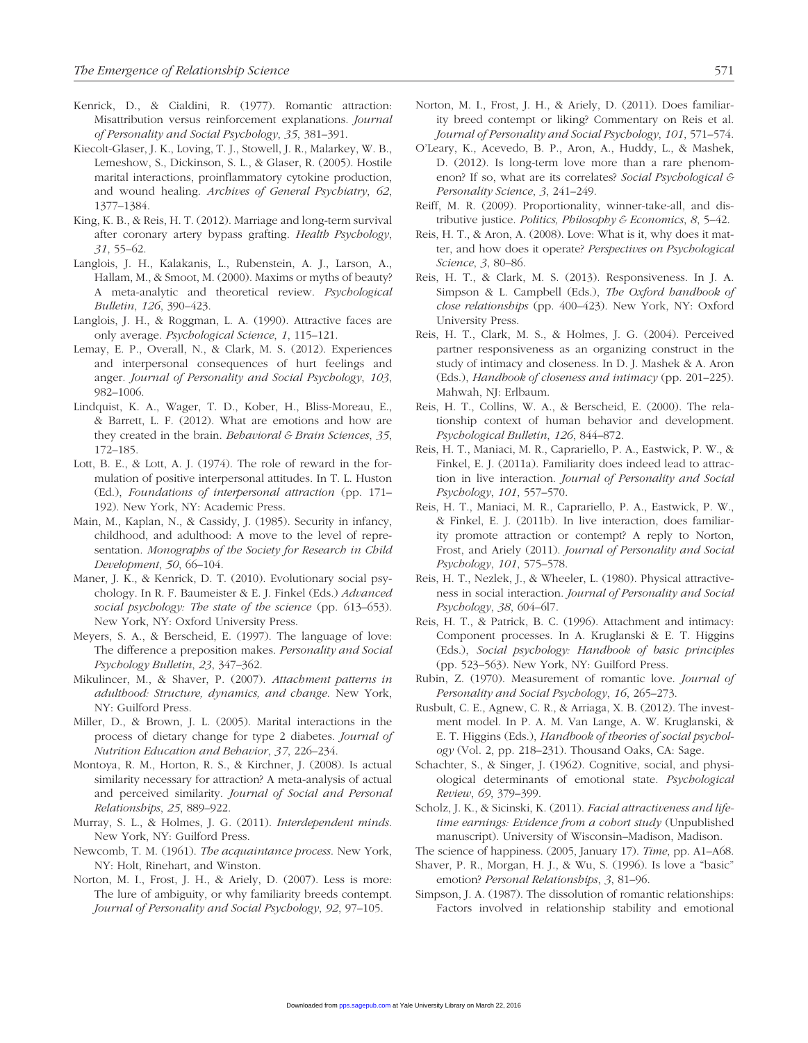Kenrick, D., & Cialdini, R. (1977). Romantic attraction: Misattribution versus reinforcement explanations. *Journal of Personality and Social Psychology*, *35*, 381–391.

Kiecolt-Glaser, J. K., Loving, T. J., Stowell, J. R., Malarkey, W. B., Lemeshow, S., Dickinson, S. L., & Glaser, R. (2005). Hostile marital interactions, proinflammatory cytokine production, and wound healing. *Archives of General Psychiatry*, *62*, 1377–1384.

King, K. B., & Reis, H. T. (2012). Marriage and long-term survival after coronary artery bypass grafting. *Health Psychology*, *31*, 55–62.

Langlois, J. H., Kalakanis, L., Rubenstein, A. J., Larson, A., Hallam, M., & Smoot, M. (2000). Maxims or myths of beauty? A meta-analytic and theoretical review. *Psychological Bulletin*, *126*, 390–423.

Langlois, J. H., & Roggman, L. A. (1990). Attractive faces are only average. *Psychological Science*, *1*, 115–121.

Lemay, E. P., Overall, N., & Clark, M. S. (2012). Experiences and interpersonal consequences of hurt feelings and anger. *Journal of Personality and Social Psychology*, *103*, 982–1006.

Lindquist, K. A., Wager, T. D., Kober, H., Bliss-Moreau, E., & Barrett, L. F. (2012). What are emotions and how are they created in the brain. *Behavioral & Brain Sciences*, *35*, 172–185.

Lott, B. E., & Lott, A. J. (1974). The role of reward in the formulation of positive interpersonal attitudes. In T. L. Huston (Ed.), *Foundations of interpersonal attraction* (pp. 171–192). New York, NY: Academic Press.

Main, M., Kaplan, N., & Cassidy, J. (1985). Security in infancy, childhood, and adulthood: A move to the level of representation. *Monographs of the Society for Research in Child Development*, *50*, 66–104.

Maner, J. K., & Kenrick, D. T. (2010). Evolutionary social psychology. In R. F. Baumeister & E. J. Finkel (Eds.) *Advanced social psychology: The state of the science* (pp. 613–653). New York, NY: Oxford University Press.

Meyers, S. A., & Berscheid, E. (1997). The language of love: The difference a preposition makes. *Personality and Social Psychology Bulletin*, *23*, 347–362.

Mikulincer, M., & Shaver, P. (2007). *Attachment patterns in adulthood: Structure, dynamics, and change*. New York, NY: Guilford Press.

Miller, D., & Brown, J. L. (2005). Marital interactions in the process of dietary change for type 2 diabetes. *Journal of Nutrition Education and Behavior*, *37*, 226–234.

Montoya, R. M., Horton, R. S., & Kirchner, J. (2008). Is actual similarity necessary for attraction? A meta-analysis of actual and perceived similarity. *Journal of Social and Personal Relationships*, *25*, 889–922.

Murray, S. L., & Holmes, J. G. (2011). *Interdependent minds*. New York, NY: Guilford Press.

Newcomb, T. M. (1961). *The acquaintance process*. New York, NY: Holt, Rinehart, and Winston.

Norton, M. I., Frost, J. H., & Ariely, D. (2007). Less is more: The lure of ambiguity, or why familiarity breeds contempt. *Journal of Personality and Social Psychology*, *92*, 97–105.

Norton, M. I., Frost, J. H., & Ariely, D. (2011). Does familiarity breed contempt or liking? Commentary on Reis et al. *Journal of Personality and Social Psychology*, *101*, 571–574.

O'Leary, K., Acevedo, B. P., Aron, A., Huddy, L., & Mashek, D. (2012). Is long-term love more than a rare phenomenon? If so, what are its correlates? *Social Psychological & Personality Science*, *3*, 241–249.

Reiff, M. R. (2009). Proportionality, winner-take-all, and distributive justice. *Politics, Philosophy & Economics*, *8*, 5–42.

Reis, H. T., & Aron, A. (2008). Love: What is it, why does it matter, and how does it operate? *Perspectives on Psychological Science*, *3*, 80–86.

Reis, H. T., & Clark, M. S. (2013). Responsiveness. In J. A. Simpson & L. Campbell (Eds.), *The Oxford handbook of close relationships* (pp. 400–423). New York, NY: Oxford University Press.

Reis, H. T., Clark, M. S., & Holmes, J. G. (2004). Perceived partner responsiveness as an organizing construct in the study of intimacy and closeness. In D. J. Mashek & A. Aron (Eds.), *Handbook of closeness and intimacy* (pp. 201–225). Mahwah, NJ: Erlbaum.

Reis, H. T., Collins, W. A., & Berscheid, E. (2000). The relationship context of human behavior and development. *Psychological Bulletin*, *126*, 844–872.

Reis, H. T., Maniaci, M. R., Caprariello, P. A., Eastwick, P. W., & Finkel, E. J. (2011a). Familiarity does indeed lead to attraction in live interaction. *Journal of Personality and Social Psychology*, *101*, 557–570.

Reis, H. T., Maniaci, M. R., Caprariello, P. A., Eastwick, P. W., & Finkel, E. J. (2011b). In live interaction, does familiarity promote attraction or contempt? A reply to Norton, Frost, and Ariely (2011). *Journal of Personality and Social Psychology*, *101*, 575–578.

Reis, H. T., Nezlek, J., & Wheeler, L. (1980). Physical attractiveness in social interaction. *Journal of Personality and Social Psychology*, *38*, 604–6l7.

Reis, H. T., & Patrick, B. C. (1996). Attachment and intimacy: Component processes. In A. Kruglanski & E. T. Higgins (Eds.), *Social psychology: Handbook of basic principles* (pp. 523–563). New York, NY: Guilford Press.

Rubin, Z. (1970). Measurement of romantic love. *Journal of Personality and Social Psychology*, *16*, 265–273.

Rusbult, C. E., Agnew, C. R., & Arriaga, X. B. (2012). The investment model. In P. A. M. Van Lange, A. W. Kruglanski, & E. T. Higgins (Eds.), *Handbook of theories of social psychology* (Vol. 2, pp. 218–231). Thousand Oaks, CA: Sage.

Schachter, S., & Singer, J. (1962). Cognitive, social, and physiological determinants of emotional state. *Psychological Review*, *69*, 379–399.

Scholz, J. K., & Sicinski, K. (2011). *Facial attractiveness and lifetime earnings: Evidence from a cohort study* (Unpublished manuscript). University of Wisconsin–Madison, Madison.

The science of happiness. (2005, January 17). *Time*, pp. A1–A68.

Shaver, P. R., Morgan, H. J., & Wu, S. (1996). Is love a "basic" emotion? *Personal Relationships*, *3*, 81–96.

Simpson, J. A. (1987). The dissolution of romantic relationships: Factors involved in relationship stability and emotional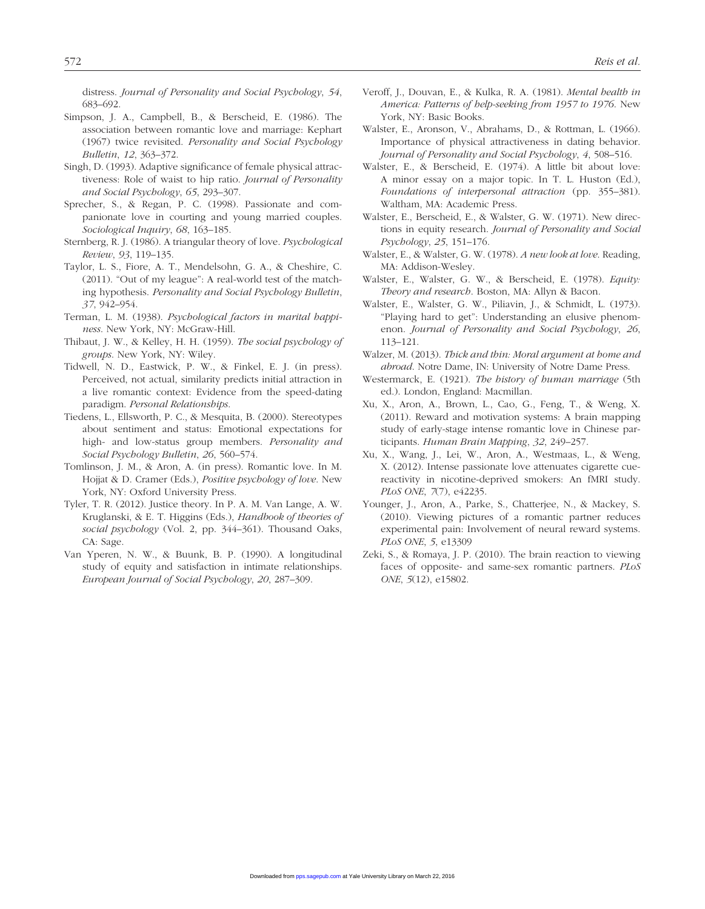distress. *Journal of Personality and Social Psychology*, *54*, 683–692.

Simpson, J. A., Campbell, B., & Berscheid, E. (1986). The association between romantic love and marriage: Kephart (1967) twice revisited. *Personality and Social Psychology Bulletin*, *12*, 363–372.

Singh, D. (1993). Adaptive significance of female physical attractiveness: Role of waist to hip ratio. *Journal of Personality and Social Psychology*, *65*, 293–307.

Sprecher, S., & Regan, P. C. (1998). Passionate and companionate love in courting and young married couples. *Sociological Inquiry*, *68*, 163–185.

Sternberg, R. J. (1986). A triangular theory of love. *Psychological Review*, *93*, 119–135.

Taylor, L. S., Fiore, A. T., Mendelsohn, G. A., & Cheshire, C. (2011). "Out of my league": A real-world test of the matching hypothesis. *Personality and Social Psychology Bulletin*, *37*, 942–954.

Terman, L. M. (1938). *Psychological factors in marital happiness*. New York, NY: McGraw-Hill.

Thibaut, J. W., & Kelley, H. H. (1959). *The social psychology of groups*. New York, NY: Wiley.

Tidwell, N. D., Eastwick, P. W., & Finkel, E. J. (in press). Perceived, not actual, similarity predicts initial attraction in a live romantic context: Evidence from the speed-dating paradigm. *Personal Relationships*.

Tiedens, L., Ellsworth, P. C., & Mesquita, B. (2000). Stereotypes about sentiment and status: Emotional expectations for high- and low-status group members. *Personality and Social Psychology Bulletin*, *26*, 560–574.

Tomlinson, J. M., & Aron, A. (in press). Romantic love. In M. Hojjat & D. Cramer (Eds.), *Positive psychology of love*. New York, NY: Oxford University Press.

Tyler, T. R. (2012). Justice theory. In P. A. M. Van Lange, A. W. Kruglanski, & E. T. Higgins (Eds.), *Handbook of theories of social psychology* (Vol. 2, pp. 344–361). Thousand Oaks, CA: Sage.

Van Yperen, N. W., & Buunk, B. P. (1990). A longitudinal study of equity and satisfaction in intimate relationships. *European Journal of Social Psychology*, *20*, 287–309.

Veroff, J., Douvan, E., & Kulka, R. A. (1981). *Mental health in America: Patterns of help-seeking from 1957 to 1976*. New York, NY: Basic Books.

Walster, E., Aronson, V., Abrahams, D., & Rottman, L. (1966). Importance of physical attractiveness in dating behavior. *Journal of Personality and Social Psychology*, *4*, 508–516.

Walster, E., & Berscheid, E. (1974). A little bit about love: A minor essay on a major topic. In T. L. Huston (Ed.), *Foundations of interpersonal attraction* (pp. 355–381). Waltham, MA: Academic Press.

Walster, E., Berscheid, E., & Walster, G. W. (1971). New directions in equity research. *Journal of Personality and Social Psychology*, *25*, 151–176.

Walster, E., & Walster, G. W. (1978). *A new look at love*. Reading, MA: Addison-Wesley.

Walster, E., Walster, G. W., & Berscheid, E. (1978). *Equity: Theory and research*. Boston, MA: Allyn & Bacon.

Walster, E., Walster, G. W., Piliavin, J., & Schmidt, L. (1973). "Playing hard to get": Understanding an elusive phenomenon. *Journal of Personality and Social Psychology*, *26*, 113–121.

Walzer, M. (2013). *Thick and thin: Moral argument at home and abroad*. Notre Dame, IN: University of Notre Dame Press.

Westermarck, E. (1921). *The history of human marriage* (5th ed.). London, England: Macmillan.

Xu, X., Aron, A., Brown, L., Cao, G., Feng, T., & Weng, X. (2011). Reward and motivation systems: A brain mapping study of early-stage intense romantic love in Chinese participants. *Human Brain Mapping*, *32*, 249–257.

Xu, X., Wang, J., Lei, W., Aron, A., Westmaas, L., & Weng, X. (2012). Intense passionate love attenuates cigarette cue-reactivity in nicotine-deprived smokers: An fMRI study. *PLoS ONE*, *7*(7), e42235.

Younger, J., Aron, A., Parke, S., Chatterjee, N., & Mackey, S. (2010). Viewing pictures of a romantic partner reduces experimental pain: Involvement of neural reward systems. *PLoS ONE*, *5*, e13309

Zeki, S., & Romaya, J. P. (2010). The brain reaction to viewing faces of opposite- and same-sex romantic partners. *PLoS ONE*, *5*(12), e15802.